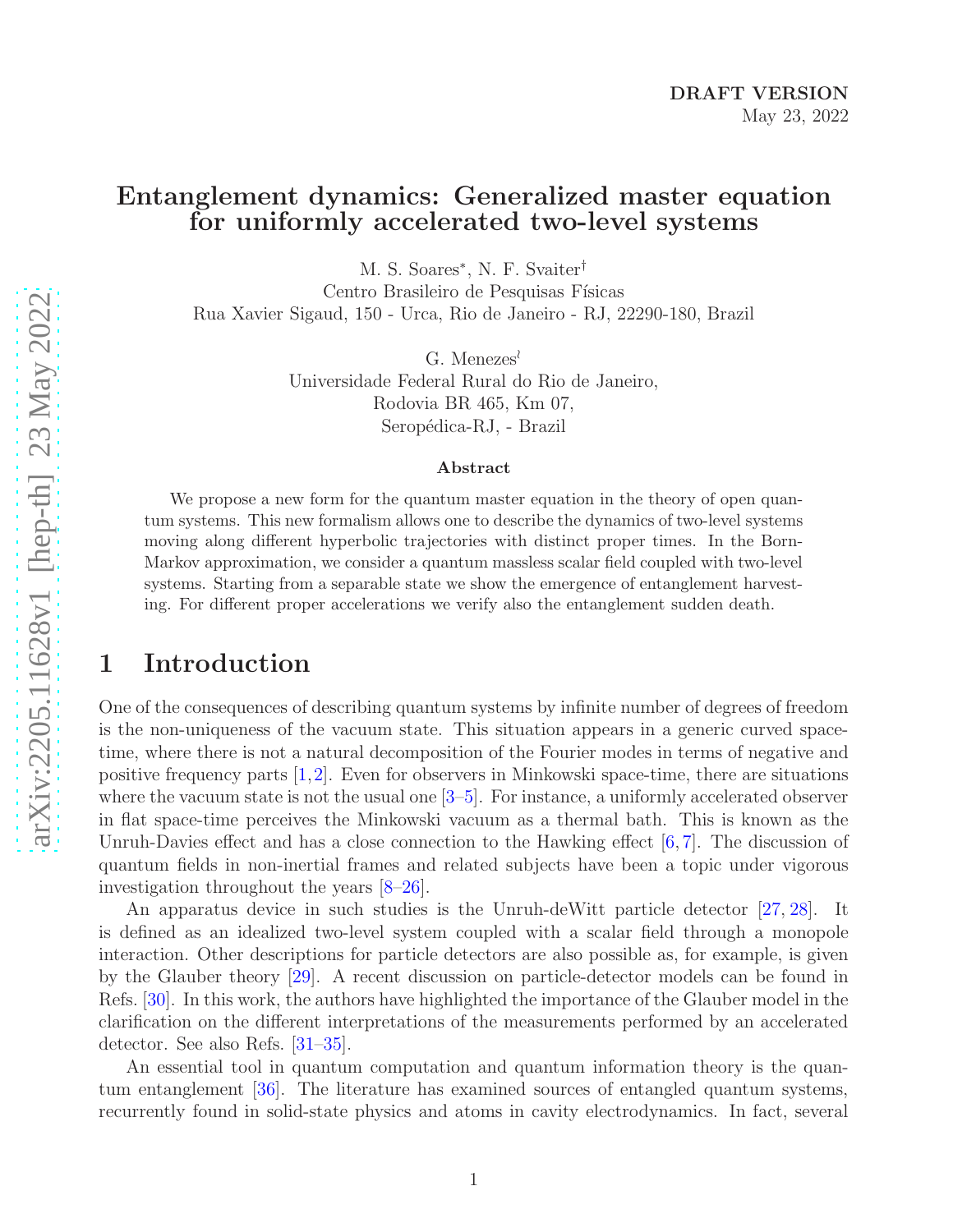DRAFT VERSION
May 23, 2022

# Entanglement dynamics: Generalized master equation for uniformly accelerated two-level systems

M. S. Soares*, N. F. Svaiter†
Centro Brasileiro de Pesquisas Físicas
Rua Xavier Sigaud, 150 - Urca, Rio de Janeiro - RJ, 22290-180, Brazil

G. Menezes≀
Universidade Federal Rural do Rio de Janeiro,
Rodovia BR 465, Km 07,
Seropédica-RJ, - Brazil

### Abstract

We propose a new form for the quantum master equation in the theory of open quantum systems. This new formalism allows one to describe the dynamics of two-level systems moving along different hyperbolic trajectories with distinct proper times. In the Born-Markov approximation, we consider a quantum massless scalar field coupled with two-level systems. Starting from a separable state we show the emergence of entanglement harvesting. For different proper accelerations we verify also the entanglement sudden death.

## 1 Introduction

One of the consequences of describing quantum systems by infinite number of degrees of freedom is the non-uniqueness of the vacuum state. This situation appears in a generic curved space-time, where there is not a natural decomposition of the Fourier modes in terms of negative and positive frequency parts [1,2]. Even for observers in Minkowski space-time, there are situations where the vacuum state is not the usual one [3–5]. For instance, a uniformly accelerated observer in flat space-time perceives the Minkowski vacuum as a thermal bath. This is known as the Unruh-Davies effect and has a close connection to the Hawking effect [6,7]. The discussion of quantum fields in non-inertial frames and related subjects have been a topic under vigorous investigation throughout the years [8–26].

An apparatus device in such studies is the Unruh-deWitt particle detector [27, 28]. It is defined as an idealized two-level system coupled with a scalar field through a monopole interaction. Other descriptions for particle detectors are also possible as, for example, is given by the Glauber theory [29]. A recent discussion on particle-detector models can be found in Refs. [30]. In this work, the authors have highlighted the importance of the Glauber model in the clarification on the different interpretations of the measurements performed by an accelerated detector. See also Refs. [31–35].

An essential tool in quantum computation and quantum information theory is the quantum entanglement [36]. The literature has examined sources of entangled quantum systems, recurrently found in solid-state physics and atoms in cavity electrodynamics. In fact, several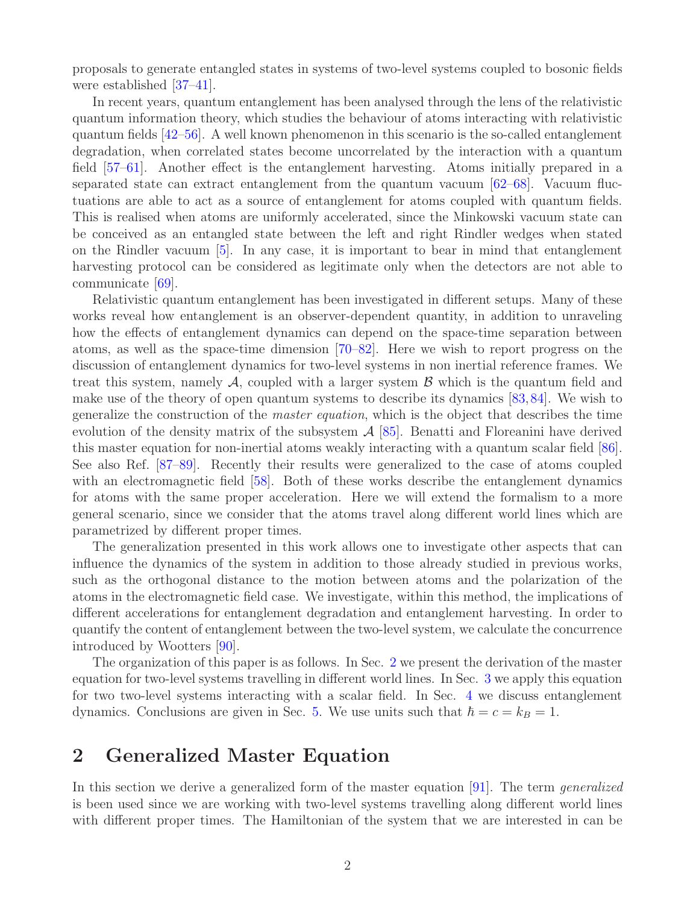proposals to generate entangled states in systems of two-level systems coupled to bosonic fields were established [37–41].

In recent years, quantum entanglement has been analysed through the lens of the relativistic quantum information theory, which studies the behaviour of atoms interacting with relativistic quantum fields [42–56]. A well known phenomenon in this scenario is the so-called entanglement degradation, when correlated states become uncorrelated by the interaction with a quantum field [57–61]. Another effect is the entanglement harvesting. Atoms initially prepared in a separated state can extract entanglement from the quantum vacuum [62–68]. Vacuum fluctuations are able to act as a source of entanglement for atoms coupled with quantum fields. This is realised when atoms are uniformly accelerated, since the Minkowski vacuum state can be conceived as an entangled state between the left and right Rindler wedges when stated on the Rindler vacuum [5]. In any case, it is important to bear in mind that entanglement harvesting protocol can be considered as legitimate only when the detectors are not able to communicate [69].

Relativistic quantum entanglement has been investigated in different setups. Many of these works reveal how entanglement is an observer-dependent quantity, in addition to unraveling how the effects of entanglement dynamics can depend on the space-time separation between atoms, as well as the space-time dimension [70–82]. Here we wish to report progress on the discussion of entanglement dynamics for two-level systems in non inertial reference frames. We treat this system, namely $\mathcal{A}$, coupled with a larger system $\mathcal{B}$ which is the quantum field and make use of the theory of open quantum systems to describe its dynamics [83, 84]. We wish to generalize the construction of the *master equation*, which is the object that describes the time evolution of the density matrix of the subsystem $\mathcal{A}$ [85]. Benatti and Floreanini have derived this master equation for non-inertial atoms weakly interacting with a quantum scalar field [86]. See also Ref. [87–89]. Recently their results were generalized to the case of atoms coupled with an electromagnetic field [58]. Both of these works describe the entanglement dynamics for atoms with the same proper acceleration. Here we will extend the formalism to a more general scenario, since we consider that the atoms travel along different world lines which are parametrized by different proper times.

The generalization presented in this work allows one to investigate other aspects that can influence the dynamics of the system in addition to those already studied in previous works, such as the orthogonal distance to the motion between atoms and the polarization of the atoms in the electromagnetic field case. We investigate, within this method, the implications of different accelerations for entanglement degradation and entanglement harvesting. In order to quantify the content of entanglement between the two-level system, we calculate the concurrence introduced by Wootters [90].

The organization of this paper is as follows. In Sec. 2 we present the derivation of the master equation for two-level systems travelling in different world lines. In Sec. 3 we apply this equation for two two-level systems interacting with a scalar field. In Sec. 4 we discuss entanglement dynamics. Conclusions are given in Sec. 5. We use units such that $\hbar = c = k_B = 1$.

## 2 Generalized Master Equation

In this section we derive a generalized form of the master equation [91]. The term *generalized* is been used since we are working with two-level systems travelling along different world lines with different proper times. The Hamiltonian of the system that we are interested in can be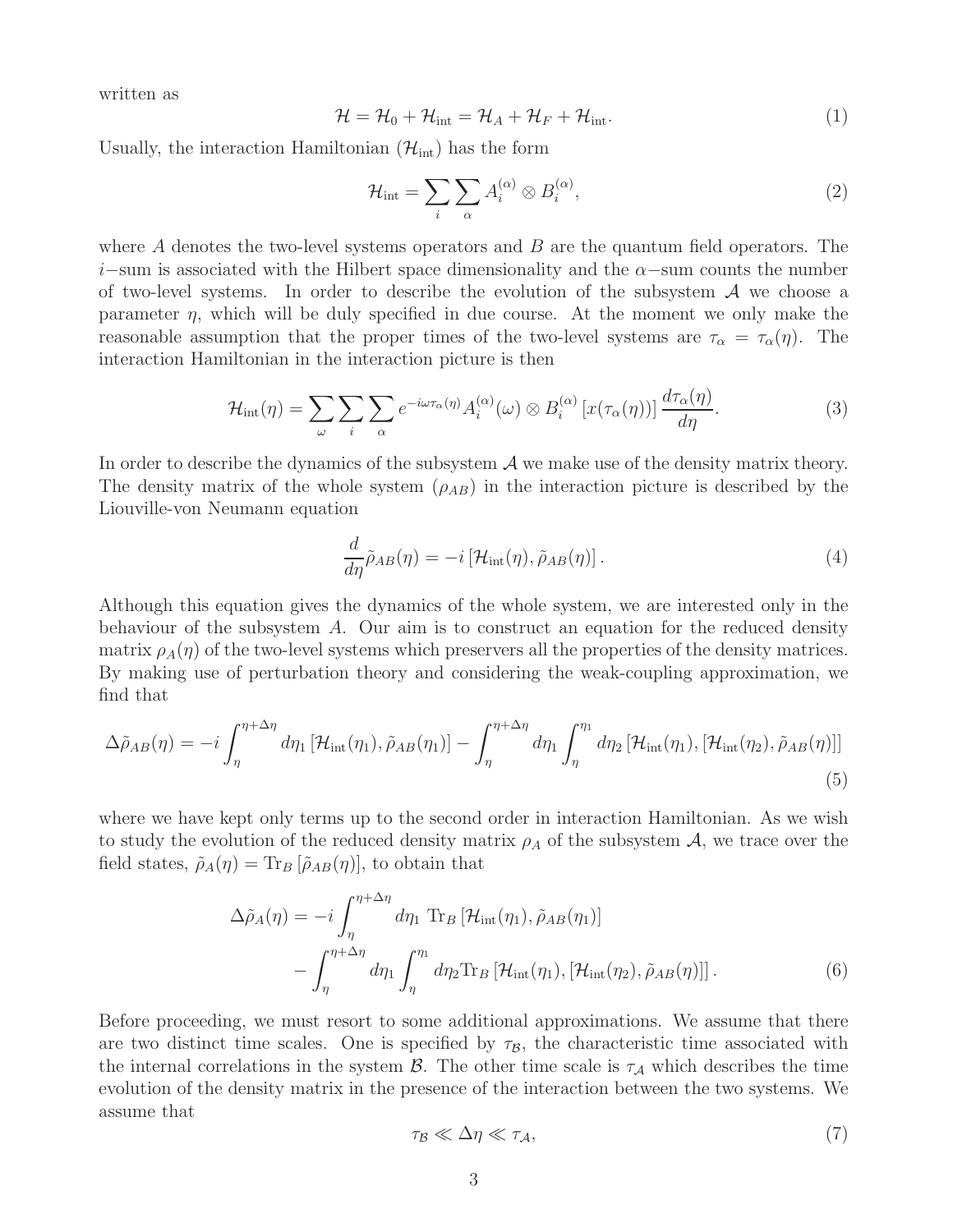written as

$$\mathcal{H} = \mathcal{H}_0 + \mathcal{H}_{\rm int} = \mathcal{H}_A + \mathcal{H}_F + \mathcal{H}_{\rm int}. \tag{1}$$

Usually, the interaction Hamiltonian ($\mathcal{H}_{\rm int}$) has the form

$$\mathcal{H}_{\rm int} = \sum_i \sum_\alpha A_i^{(\alpha)} \otimes B_i^{(\alpha)}, \tag{2}$$

where $A$ denotes the two-level systems operators and $B$ are the quantum field operators. The $i-$sum is associated with the Hilbert space dimensionality and the $\alpha-$sum counts the number of two-level systems. In order to describe the evolution of the subsystem $\mathcal{A}$ we choose a parameter $\eta$, which will be duly specified in due course. At the moment we only make the reasonable assumption that the proper times of the two-level systems are $\tau_\alpha = \tau_\alpha(\eta)$. The interaction Hamiltonian in the interaction picture is then

$$\mathcal{H}_{\rm int}(\eta) = \sum_\omega \sum_i \sum_\alpha e^{-i\omega\tau_\alpha(\eta)} A_i^{(\alpha)}(\omega) \otimes B_i^{(\alpha)}\left[x(\tau_\alpha(\eta))\right] \frac{d\tau_\alpha(\eta)}{d\eta}. \tag{3}$$

In order to describe the dynamics of the subsystem $\mathcal{A}$ we make use of the density matrix theory. The density matrix of the whole system ($\rho_{AB}$) in the interaction picture is described by the Liouville-von Neumann equation

$$\frac{d}{d\eta}\tilde{\rho}_{AB}(\eta) = -i\left[\mathcal{H}_{\rm int}(\eta), \tilde{\rho}_{AB}(\eta)\right]. \tag{4}$$

Although this equation gives the dynamics of the whole system, we are interested only in the behaviour of the subsystem $A$. Our aim is to construct an equation for the reduced density matrix $\rho_A(\eta)$ of the two-level systems which preservers all the properties of the density matrices. By making use of perturbation theory and considering the weak-coupling approximation, we find that

$$\Delta\tilde{\rho}_{AB}(\eta) = -i\int_\eta^{\eta+\Delta\eta} d\eta_1 \left[\mathcal{H}_{\rm int}(\eta_1), \tilde{\rho}_{AB}(\eta_1)\right] - \int_\eta^{\eta+\Delta\eta} d\eta_1 \int_\eta^{\eta_1} d\eta_2 \left[\mathcal{H}_{\rm int}(\eta_1), \left[\mathcal{H}_{\rm int}(\eta_2), \tilde{\rho}_{AB}(\eta)\right]\right] \tag{5}$$

where we have kept only terms up to the second order in interaction Hamiltonian. As we wish to study the evolution of the reduced density matrix $\rho_A$ of the subsystem $\mathcal{A}$, we trace over the field states, $\tilde{\rho}_A(\eta) = {\rm Tr}_B\left[\tilde{\rho}_{AB}(\eta)\right]$, to obtain that

$$\begin{aligned}\Delta\tilde{\rho}_A(\eta) = &-i\int_\eta^{\eta+\Delta\eta} d\eta_1 \ {\rm Tr}_B\left[\mathcal{H}_{\rm int}(\eta_1), \tilde{\rho}_{AB}(\eta_1)\right] \\ &- \int_\eta^{\eta+\Delta\eta} d\eta_1 \int_\eta^{\eta_1} d\eta_2 {\rm Tr}_B\left[\mathcal{H}_{\rm int}(\eta_1), \left[\mathcal{H}_{\rm int}(\eta_2), \tilde{\rho}_{AB}(\eta)\right]\right].\end{aligned} \tag{6}$$

Before proceeding, we must resort to some additional approximations. We assume that there are two distinct time scales. One is specified by $\tau_\mathcal{B}$, the characteristic time associated with the internal correlations in the system $\mathcal{B}$. The other time scale is $\tau_\mathcal{A}$ which describes the time evolution of the density matrix in the presence of the interaction between the two systems. We assume that

$$\tau_\mathcal{B} \ll \Delta\eta \ll \tau_\mathcal{A}, \tag{7}$$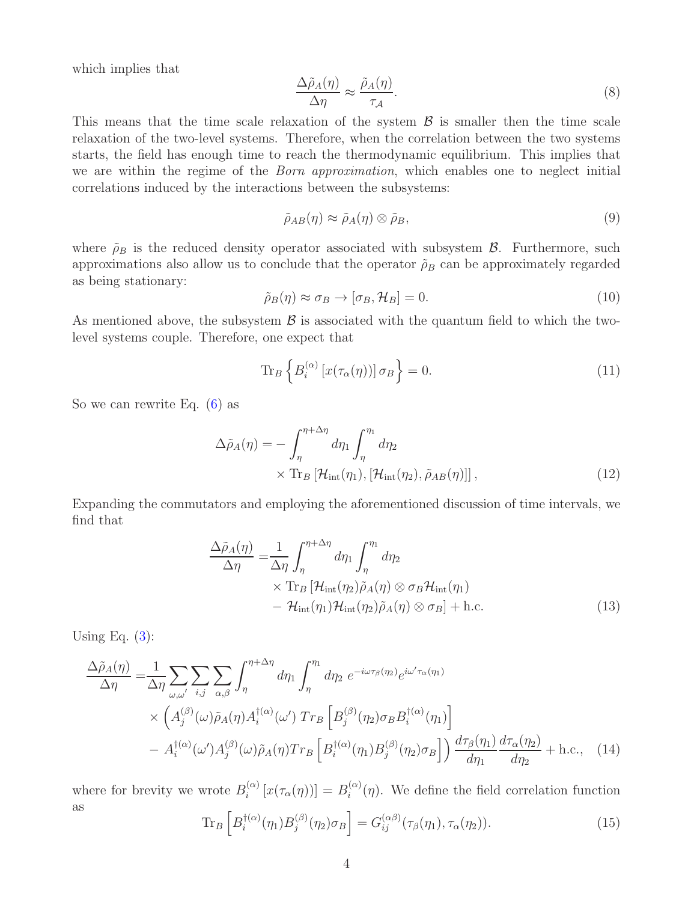which implies that

$$\frac{\Delta\tilde{\rho}_A(\eta)}{\Delta\eta} \approx \frac{\tilde{\rho}_A(\eta)}{\tau_{\mathcal{A}}}. \tag{8}$$

This means that the time scale relaxation of the system $\mathcal{B}$ is smaller then the time scale relaxation of the two-level systems. Therefore, when the correlation between the two systems starts, the field has enough time to reach the thermodynamic equilibrium. This implies that we are within the regime of the *Born approximation*, which enables one to neglect initial correlations induced by the interactions between the subsystems:

$$\tilde{\rho}_{AB}(\eta) \approx \tilde{\rho}_A(\eta) \otimes \tilde{\rho}_B, \tag{9}$$

where $\tilde{\rho}_B$ is the reduced density operator associated with subsystem $\mathcal{B}$. Furthermore, such approximations also allow us to conclude that the operator $\tilde{\rho}_B$ can be approximately regarded as being stationary:

$$\tilde{\rho}_B(\eta) \approx \sigma_B \rightarrow [\sigma_B, \mathcal{H}_B] = 0. \tag{10}$$

As mentioned above, the subsystem $\mathcal{B}$ is associated with the quantum field to which the two-level systems couple. Therefore, one expect that

$$\mathrm{Tr}_B\left\{B_i^{(\alpha)}\left[x(\tau_\alpha(\eta))\right]\sigma_B\right\} = 0. \tag{11}$$

So we can rewrite Eq. (6) as

$$\begin{aligned}\Delta\tilde{\rho}_A(\eta) = &-\int_\eta^{\eta+\Delta\eta} d\eta_1 \int_\eta^{\eta_1} d\eta_2 \\ &\times \mathrm{Tr}_B\left[\mathcal{H}_{\mathrm{int}}(\eta_1), \left[\mathcal{H}_{\mathrm{int}}(\eta_2), \tilde{\rho}_{AB}(\eta)\right]\right],\end{aligned} \tag{12}$$

Expanding the commutators and employing the aforementioned discussion of time intervals, we find that

$$\begin{aligned}\frac{\Delta\tilde{\rho}_A(\eta)}{\Delta\eta} = &\frac{1}{\Delta\eta}\int_\eta^{\eta+\Delta\eta} d\eta_1 \int_\eta^{\eta_1} d\eta_2 \\ &\times \mathrm{Tr}_B\left[\mathcal{H}_{\mathrm{int}}(\eta_2)\tilde{\rho}_A(\eta)\otimes\sigma_B\mathcal{H}_{\mathrm{int}}(\eta_1)\right. \\ &- \left.\mathcal{H}_{\mathrm{int}}(\eta_1)\mathcal{H}_{\mathrm{int}}(\eta_2)\tilde{\rho}_A(\eta)\otimes\sigma_B\right] + \mathrm{h.c.}\end{aligned} \tag{13}$$

Using Eq. (3):

$$\begin{aligned}\frac{\Delta\tilde{\rho}_A(\eta)}{\Delta\eta} = &\frac{1}{\Delta\eta}\sum_{\omega,\omega'}\sum_{i,j}\sum_{\alpha,\beta}\int_\eta^{\eta+\Delta\eta} d\eta_1 \int_\eta^{\eta_1} d\eta_2\; e^{-i\omega\tau_\beta(\eta_2)}e^{i\omega'\tau_\alpha(\eta_1)} \\ &\times \left(A_j^{(\beta)}(\omega)\tilde{\rho}_A(\eta)A_i^{\dagger(\alpha)}(\omega')\; Tr_B\left[B_j^{(\beta)}(\eta_2)\sigma_B B_i^{\dagger(\alpha)}(\eta_1)\right]\right. \\ &- \left.A_i^{\dagger(\alpha)}(\omega')A_j^{(\beta)}(\omega)\tilde{\rho}_A(\eta)Tr_B\left[B_i^{\dagger(\alpha)}(\eta_1)B_j^{(\beta)}(\eta_2)\sigma_B\right]\right)\frac{d\tau_\beta(\eta_1)}{d\eta_1}\frac{d\tau_\alpha(\eta_2)}{d\eta_2} + \mathrm{h.c.},\end{aligned} \tag{14}$$

where for brevity we wrote $B_i^{(\alpha)}\left[x(\tau_\alpha(\eta))\right] = B_i^{(\alpha)}(\eta)$. We define the field correlation function as

$$\mathrm{Tr}_B\left[B_i^{\dagger(\alpha)}(\eta_1)B_j^{(\beta)}(\eta_2)\sigma_B\right] = G_{ij}^{(\alpha\beta)}(\tau_\beta(\eta_1), \tau_\alpha(\eta_2)). \tag{15}$$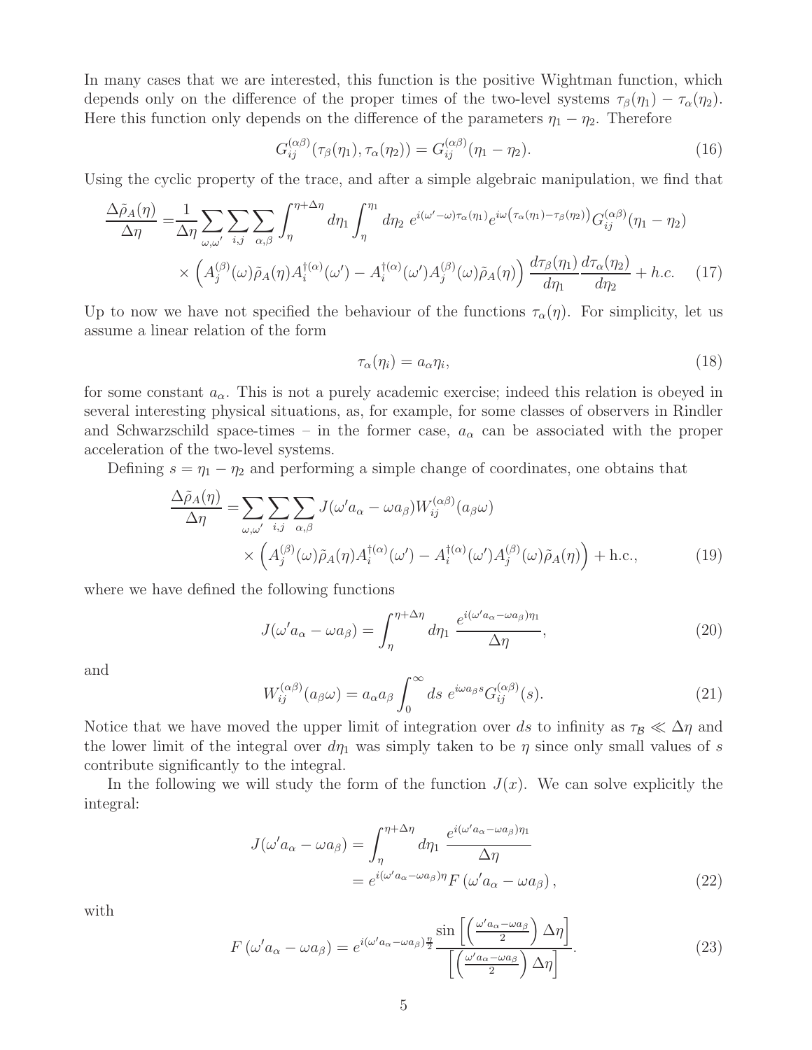In many cases that we are interested, this function is the positive Wightman function, which depends only on the difference of the proper times of the two-level systems $\tau_\beta(\eta_1) - \tau_\alpha(\eta_2)$. Here this function only depends on the difference of the parameters $\eta_1 - \eta_2$. Therefore

$$G_{ij}^{(\alpha\beta)}(\tau_\beta(\eta_1), \tau_\alpha(\eta_2)) = G_{ij}^{(\alpha\beta)}(\eta_1 - \eta_2). \tag{16}$$

Using the cyclic property of the trace, and after a simple algebraic manipulation, we find that

$$\begin{aligned}\frac{\Delta\tilde{\rho}_A(\eta)}{\Delta\eta} =& \frac{1}{\Delta\eta}\sum_{\omega,\omega'}\sum_{i,j}\sum_{\alpha,\beta}\int_\eta^{\eta+\Delta\eta} d\eta_1 \int_\eta^{\eta_1} d\eta_2\; e^{i(\omega'-\omega)\tau_\alpha(\eta_1)} e^{i\omega\left(\tau_\alpha(\eta_1)-\tau_\beta(\eta_2)\right)} G_{ij}^{(\alpha\beta)}(\eta_1-\eta_2) \\ &\times \left(A_j^{(\beta)}(\omega)\tilde{\rho}_A(\eta)A_i^{\dagger(\alpha)}(\omega') - A_i^{\dagger(\alpha)}(\omega')A_j^{(\beta)}(\omega)\tilde{\rho}_A(\eta)\right)\frac{d\tau_\beta(\eta_1)}{d\eta_1}\frac{d\tau_\alpha(\eta_2)}{d\eta_2} + h.c. \end{aligned} \tag{17}$$

Up to now we have not specified the behaviour of the functions $\tau_\alpha(\eta)$. For simplicity, let us assume a linear relation of the form

$$\tau_\alpha(\eta_i) = a_\alpha \eta_i, \tag{18}$$

for some constant $a_\alpha$. This is not a purely academic exercise; indeed this relation is obeyed in several interesting physical situations, as, for example, for some classes of observers in Rindler and Schwarzschild space-times – in the former case, $a_\alpha$ can be associated with the proper acceleration of the two-level systems.

Defining $s = \eta_1 - \eta_2$ and performing a simple change of coordinates, one obtains that

$$\begin{aligned}\frac{\Delta\tilde{\rho}_A(\eta)}{\Delta\eta} =& \sum_{\omega,\omega'}\sum_{i,j}\sum_{\alpha,\beta} J(\omega' a_\alpha - \omega a_\beta) W_{ij}^{(\alpha\beta)}(a_\beta\omega) \\ &\times \left(A_j^{(\beta)}(\omega)\tilde{\rho}_A(\eta)A_i^{\dagger(\alpha)}(\omega') - A_i^{\dagger(\alpha)}(\omega')A_j^{(\beta)}(\omega)\tilde{\rho}_A(\eta)\right) + \text{h.c.}, \end{aligned} \tag{19}$$

where we have defined the following functions

$$J(\omega' a_\alpha - \omega a_\beta) = \int_\eta^{\eta+\Delta\eta} d\eta_1\; \frac{e^{i(\omega' a_\alpha - \omega a_\beta)\eta_1}}{\Delta\eta}, \tag{20}$$

and

$$W_{ij}^{(\alpha\beta)}(a_\beta\omega) = a_\alpha a_\beta \int_0^\infty ds\; e^{i\omega a_\beta s} G_{ij}^{(\alpha\beta)}(s). \tag{21}$$

Notice that we have moved the upper limit of integration over $ds$ to infinity as $\tau_{\mathcal{B}} \ll \Delta\eta$ and the lower limit of the integral over $d\eta_1$ was simply taken to be $\eta$ since only small values of $s$ contribute significantly to the integral.

In the following we will study the form of the function $J(x)$. We can solve explicitly the integral:

$$\begin{aligned} J(\omega' a_\alpha - \omega a_\beta) &= \int_\eta^{\eta+\Delta\eta} d\eta_1\; \frac{e^{i(\omega' a_\alpha - \omega a_\beta)\eta_1}}{\Delta\eta} \\ &= e^{i(\omega' a_\alpha - \omega a_\beta)\eta} F\left(\omega' a_\alpha - \omega a_\beta\right), \end{aligned} \tag{22}$$

with

$$F\left(\omega' a_\alpha - \omega a_\beta\right) = e^{i(\omega' a_\alpha - \omega a_\beta)\frac{\eta}{2}} \frac{\sin\left[\left(\frac{\omega' a_\alpha - \omega a_\beta}{2}\right)\Delta\eta\right]}{\left[\left(\frac{\omega' a_\alpha - \omega a_\beta}{2}\right)\Delta\eta\right]}. \tag{23}$$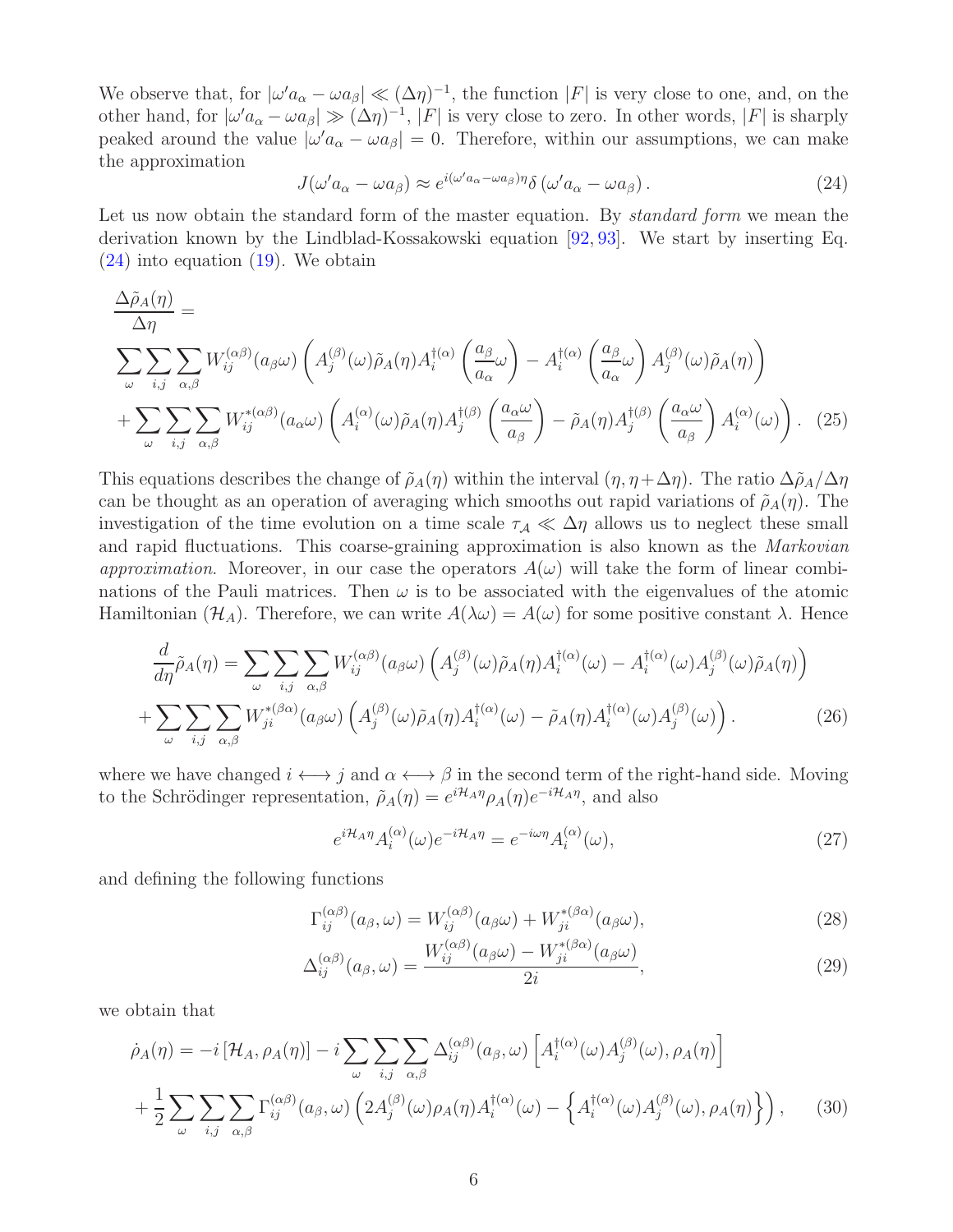We observe that, for $|\omega' a_\alpha - \omega a_\beta| \ll (\Delta\eta)^{-1}$, the function $|F|$ is very close to one, and, on the other hand, for $|\omega' a_\alpha - \omega a_\beta| \gg (\Delta\eta)^{-1}$, $|F|$ is very close to zero. In other words, $|F|$ is sharply peaked around the value $|\omega' a_\alpha - \omega a_\beta| = 0$. Therefore, within our assumptions, we can make the approximation

$$J(\omega' a_\alpha - \omega a_\beta) \approx e^{i(\omega' a_\alpha - \omega a_\beta)\eta} \delta\left(\omega' a_\alpha - \omega a_\beta\right). \tag{24}$$

Let us now obtain the standard form of the master equation. By *standard form* we mean the derivation known by the Lindblad-Kossakowski equation [92, 93]. We start by inserting Eq. (24) into equation (19). We obtain

$$\begin{aligned}
&\frac{\Delta\tilde{\rho}_A(\eta)}{\Delta\eta} = \\
&\sum_\omega \sum_{i,j} \sum_{\alpha,\beta} W_{ij}^{(\alpha\beta)}(a_\beta\omega)\left(A_j^{(\beta)}(\omega)\tilde{\rho}_A(\eta)A_i^{\dagger(\alpha)}\left(\frac{a_\beta}{a_\alpha}\omega\right) - A_i^{\dagger(\alpha)}\left(\frac{a_\beta}{a_\alpha}\omega\right)A_j^{(\beta)}(\omega)\tilde{\rho}_A(\eta)\right) \\
&+ \sum_\omega \sum_{i,j} \sum_{\alpha,\beta} W_{ij}^{*(\alpha\beta)}(a_\alpha\omega)\left(A_i^{(\alpha)}(\omega)\tilde{\rho}_A(\eta)A_j^{\dagger(\beta)}\left(\frac{a_\alpha\omega}{a_\beta}\right) - \tilde{\rho}_A(\eta)A_j^{\dagger(\beta)}\left(\frac{a_\alpha\omega}{a_\beta}\right)A_i^{(\alpha)}(\omega)\right).
\end{aligned} \tag{25}$$

This equations describes the change of $\tilde{\rho}_A(\eta)$ within the interval $(\eta, \eta+\Delta\eta)$. The ratio $\Delta\tilde{\rho}_A/\Delta\eta$ can be thought as an operation of averaging which smooths out rapid variations of $\tilde{\rho}_A(\eta)$. The investigation of the time evolution on a time scale $\tau_{\mathcal{A}} \ll \Delta\eta$ allows us to neglect these small and rapid fluctuations. This coarse-graining approximation is also known as the *Markovian approximation*. Moreover, in our case the operators $A(\omega)$ will take the form of linear combinations of the Pauli matrices. Then $\omega$ is to be associated with the eigenvalues of the atomic Hamiltonian ($\mathcal{H}_A$). Therefore, we can write $A(\lambda\omega) = A(\omega)$ for some positive constant $\lambda$. Hence

$$\begin{aligned}
\frac{d}{d\eta}\tilde{\rho}_A(\eta) &= \sum_\omega \sum_{i,j} \sum_{\alpha,\beta} W_{ij}^{(\alpha\beta)}(a_\beta\omega)\left(A_j^{(\beta)}(\omega)\tilde{\rho}_A(\eta)A_i^{\dagger(\alpha)}(\omega) - A_i^{\dagger(\alpha)}(\omega)A_j^{(\beta)}(\omega)\tilde{\rho}_A(\eta)\right) \\
&+ \sum_\omega \sum_{i,j} \sum_{\alpha,\beta} W_{ji}^{*(\beta\alpha)}(a_\beta\omega)\left(A_j^{(\beta)}(\omega)\tilde{\rho}_A(\eta)A_i^{\dagger(\alpha)}(\omega) - \tilde{\rho}_A(\eta)A_i^{\dagger(\alpha)}(\omega)A_j^{(\beta)}(\omega)\right).
\end{aligned} \tag{26}$$

where we have changed $i \longleftrightarrow j$ and $\alpha \longleftrightarrow \beta$ in the second term of the right-hand side. Moving to the Schrödinger representation, $\tilde{\rho}_A(\eta) = e^{i\mathcal{H}_A\eta}\rho_A(\eta)e^{-i\mathcal{H}_A\eta}$, and also

$$e^{i\mathcal{H}_A\eta}A_i^{(\alpha)}(\omega)e^{-i\mathcal{H}_A\eta} = e^{-i\omega\eta}A_i^{(\alpha)}(\omega), \tag{27}$$

and defining the following functions

$$\Gamma_{ij}^{(\alpha\beta)}(a_\beta, \omega) = W_{ij}^{(\alpha\beta)}(a_\beta\omega) + W_{ji}^{*(\beta\alpha)}(a_\beta\omega), \tag{28}$$

$$\Delta_{ij}^{(\alpha\beta)}(a_\beta, \omega) = \frac{W_{ij}^{(\alpha\beta)}(a_\beta\omega) - W_{ji}^{*(\beta\alpha)}(a_\beta\omega)}{2i}, \tag{29}$$

we obtain that

$$\begin{aligned}
\dot{\rho}_A(\eta) &= -i\left[\mathcal{H}_A, \rho_A(\eta)\right] - i\sum_\omega \sum_{i,j} \sum_{\alpha,\beta} \Delta_{ij}^{(\alpha\beta)}(a_\beta, \omega)\left[A_i^{\dagger(\alpha)}(\omega)A_j^{(\beta)}(\omega), \rho_A(\eta)\right] \\
&+ \frac{1}{2}\sum_\omega \sum_{i,j} \sum_{\alpha,\beta} \Gamma_{ij}^{(\alpha\beta)}(a_\beta, \omega)\left(2A_j^{(\beta)}(\omega)\rho_A(\eta)A_i^{\dagger(\alpha)}(\omega) - \left\{A_i^{\dagger(\alpha)}(\omega)A_j^{(\beta)}(\omega), \rho_A(\eta)\right\}\right),
\end{aligned} \tag{30}$$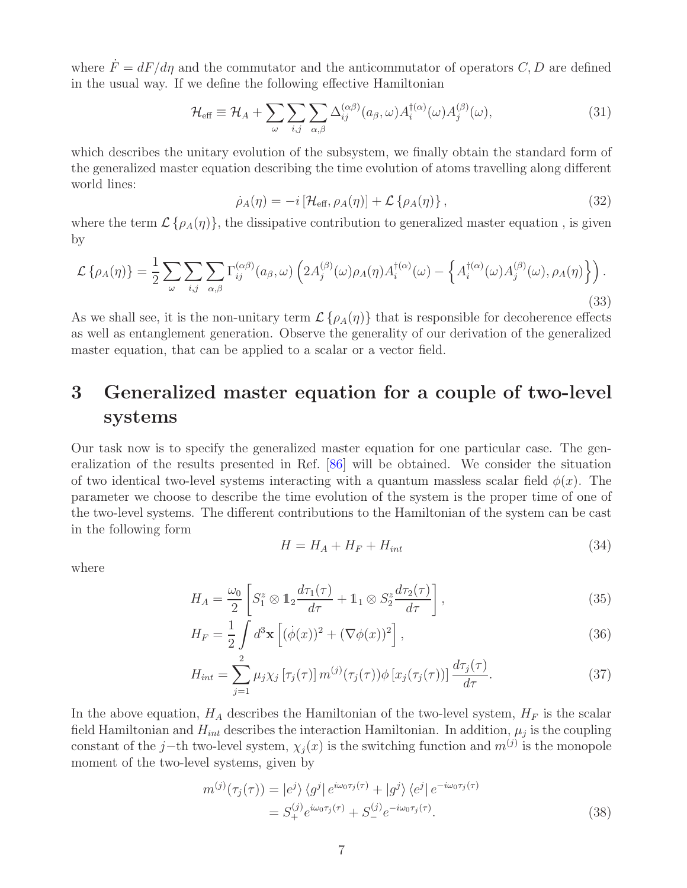where $\dot{F} = dF/d\eta$ and the commutator and the anticommutator of operators $C, D$ are defined in the usual way. If we define the following effective Hamiltonian

$$\mathcal{H}_{\text{eff}} \equiv \mathcal{H}_A + \sum_{\omega} \sum_{i,j} \sum_{\alpha,\beta} \Delta_{ij}^{(\alpha\beta)}(a_\beta, \omega) A_i^{\dagger(\alpha)}(\omega) A_j^{(\beta)}(\omega), \tag{31}$$

which describes the unitary evolution of the subsystem, we finally obtain the standard form of the generalized master equation describing the time evolution of atoms travelling along different world lines:

$$\dot{\rho}_A(\eta) = -i \left[\mathcal{H}_{\text{eff}}, \rho_A(\eta)\right] + \mathcal{L}\left\{\rho_A(\eta)\right\}, \tag{32}$$

where the term $\mathcal{L}\left\{\rho_A(\eta)\right\}$, the dissipative contribution to generalized master equation , is given by

$$\mathcal{L}\left\{\rho_A(\eta)\right\} = \frac{1}{2} \sum_{\omega} \sum_{i,j} \sum_{\alpha,\beta} \Gamma_{ij}^{(\alpha\beta)}(a_\beta, \omega) \left(2A_j^{(\beta)}(\omega)\rho_A(\eta)A_i^{\dagger(\alpha)}(\omega) - \left\{A_i^{\dagger(\alpha)}(\omega)A_j^{(\beta)}(\omega), \rho_A(\eta)\right\}\right). \tag{33}$$

As we shall see, it is the non-unitary term $\mathcal{L}\left\{\rho_A(\eta)\right\}$ that is responsible for decoherence effects as well as entanglement generation. Observe the generality of our derivation of the generalized master equation, that can be applied to a scalar or a vector field.

# 3 Generalized master equation for a couple of two-level systems

Our task now is to specify the generalized master equation for one particular case. The generalization of the results presented in Ref. [86] will be obtained. We consider the situation of two identical two-level systems interacting with a quantum massless scalar field $\phi(x)$. The parameter we choose to describe the time evolution of the system is the proper time of one of the two-level systems. The different contributions to the Hamiltonian of the system can be cast in the following form

$$H = H_A + H_F + H_{int} \tag{34}$$

where

$$H_A = \frac{\omega_0}{2}\left[S_1^z \otimes \mathbb{1}_2 \frac{d\tau_1(\tau)}{d\tau} + \mathbb{1}_1 \otimes S_2^z \frac{d\tau_2(\tau)}{d\tau}\right], \tag{35}$$

$$H_F = \frac{1}{2}\int d^3\mathbf{x}\left[(\dot{\phi}(x))^2 + (\nabla\phi(x))^2\right], \tag{36}$$

$$H_{int} = \sum_{j=1}^{2} \mu_j \chi_j\left[\tau_j(\tau)\right] m^{(j)}(\tau_j(\tau)) \phi\left[x_j(\tau_j(\tau))\right] \frac{d\tau_j(\tau)}{d\tau}. \tag{37}$$

In the above equation, $H_A$ describes the Hamiltonian of the two-level system, $H_F$ is the scalar field Hamiltonian and $H_{int}$ describes the interaction Hamiltonian. In addition, $\mu_j$ is the coupling constant of the $j-$th two-level system, $\chi_j(x)$ is the switching function and $m^{(j)}$ is the monopole moment of the two-level systems, given by

$$\begin{aligned} m^{(j)}(\tau_j(\tau)) &= |e^j\rangle \langle g^j| \, e^{i\omega_0\tau_j(\tau)} + |g^j\rangle \langle e^j| \, e^{-i\omega_0\tau_j(\tau)} \\ &= S_+^{(j)} e^{i\omega_0\tau_j(\tau)} + S_-^{(j)} e^{-i\omega_0\tau_j(\tau)}. \end{aligned} \tag{38}$$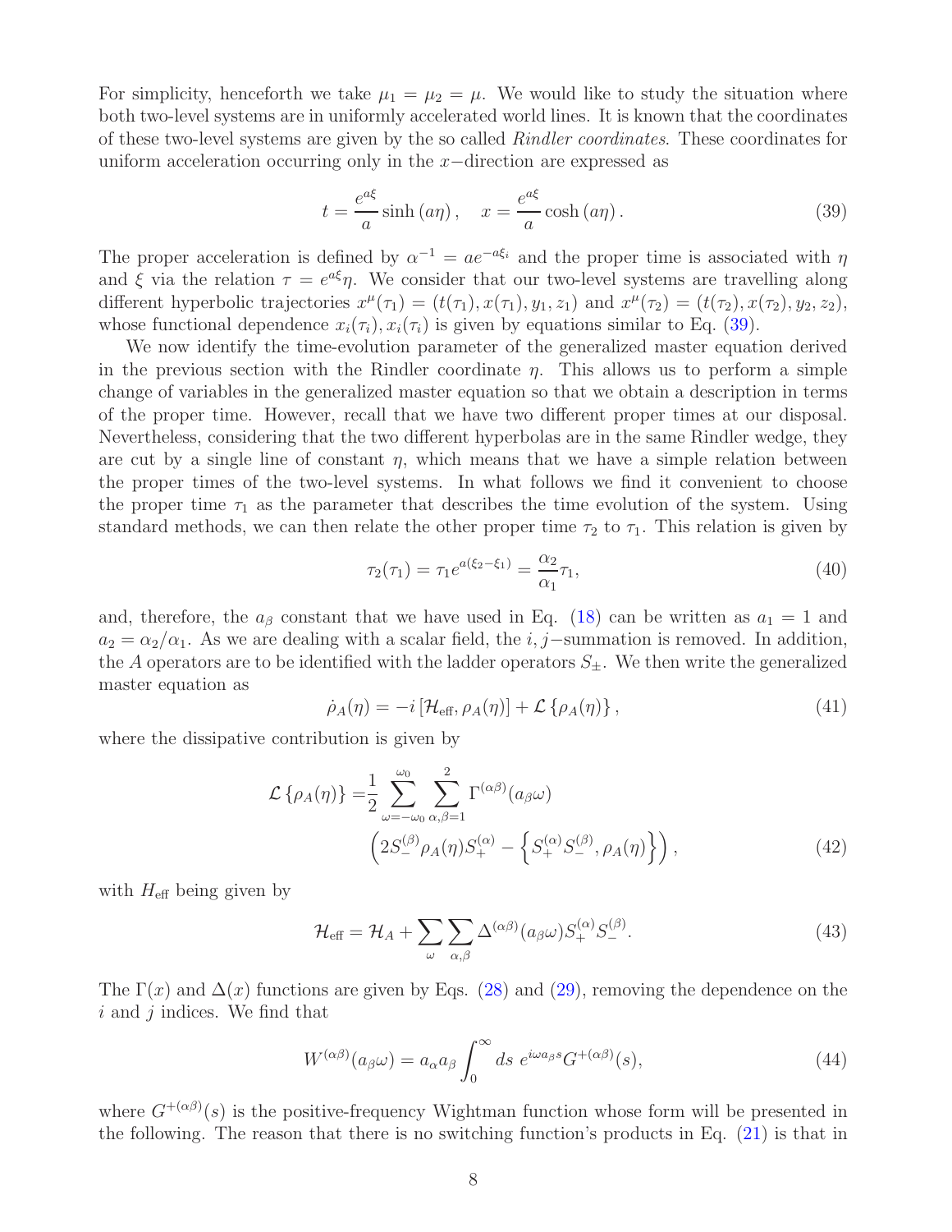For simplicity, henceforth we take $\mu_1 = \mu_2 = \mu$. We would like to study the situation where both two-level systems are in uniformly accelerated world lines. It is known that the coordinates of these two-level systems are given by the so called *Rindler coordinates*. These coordinates for uniform acceleration occurring only in the $x-$direction are expressed as

$$
t = \frac{e^{a\xi}}{a}\sinh(a\eta), \quad x = \frac{e^{a\xi}}{a}\cosh(a\eta). \tag{39}
$$

The proper acceleration is defined by $\alpha^{-1} = ae^{-a\xi_i}$ and the proper time is associated with $\eta$ and $\xi$ via the relation $\tau = e^{a\xi}\eta$. We consider that our two-level systems are travelling along different hyperbolic trajectories $x^{\mu}(\tau_1) = (t(\tau_1), x(\tau_1), y_1, z_1)$ and $x^{\mu}(\tau_2) = (t(\tau_2), x(\tau_2), y_2, z_2)$, whose functional dependence $x_i(\tau_i), x_i(\tau_i)$ is given by equations similar to Eq. (39).

We now identify the time-evolution parameter of the generalized master equation derived in the previous section with the Rindler coordinate $\eta$. This allows us to perform a simple change of variables in the generalized master equation so that we obtain a description in terms of the proper time. However, recall that we have two different proper times at our disposal. Nevertheless, considering that the two different hyperbolas are in the same Rindler wedge, they are cut by a single line of constant $\eta$, which means that we have a simple relation between the proper times of the two-level systems. In what follows we find it convenient to choose the proper time $\tau_1$ as the parameter that describes the time evolution of the system. Using standard methods, we can then relate the other proper time $\tau_2$ to $\tau_1$. This relation is given by

$$
\tau_2(\tau_1) = \tau_1 e^{a(\xi_2 - \xi_1)} = \frac{\alpha_2}{\alpha_1}\tau_1, \tag{40}
$$

and, therefore, the $a_\beta$ constant that we have used in Eq. (18) can be written as $a_1 = 1$ and $a_2 = \alpha_2/\alpha_1$. As we are dealing with a scalar field, the $i, j-$summation is removed. In addition, the $A$ operators are to be identified with the ladder operators $S_\pm$. We then write the generalized master equation as

$$
\dot{\rho}_A(\eta) = -i\left[\mathcal{H}_{\text{eff}}, \rho_A(\eta)\right] + \mathcal{L}\left\{\rho_A(\eta)\right\}, \tag{41}
$$

where the dissipative contribution is given by

$$
\begin{aligned}
\mathcal{L}\left\{\rho_A(\eta)\right\} =& \frac{1}{2}\sum_{\omega=-\omega_0}^{\omega_0}\sum_{\alpha,\beta=1}^{2}\Gamma^{(\alpha\beta)}(a_\beta\omega) \\
&\left(2S_-^{(\beta)}\rho_A(\eta)S_+^{(\alpha)} - \left\{S_+^{(\alpha)}S_-^{(\beta)}, \rho_A(\eta)\right\}\right),
\end{aligned} \tag{42}
$$

with $H_{\text{eff}}$ being given by

$$
\mathcal{H}_{\text{eff}} = \mathcal{H}_A + \sum_{\omega}\sum_{\alpha,\beta}\Delta^{(\alpha\beta)}(a_\beta\omega)S_+^{(\alpha)}S_-^{(\beta)}. \tag{43}
$$

The $\Gamma(x)$ and $\Delta(x)$ functions are given by Eqs. (28) and (29), removing the dependence on the $i$ and $j$ indices. We find that

$$
W^{(\alpha\beta)}(a_\beta\omega) = a_\alpha a_\beta \int_0^\infty ds\ e^{i\omega a_\beta s}G^{+(\alpha\beta)}(s), \tag{44}
$$

where $G^{+(\alpha\beta)}(s)$ is the positive-frequency Wightman function whose form will be presented in the following. The reason that there is no switching function's products in Eq. (21) is that in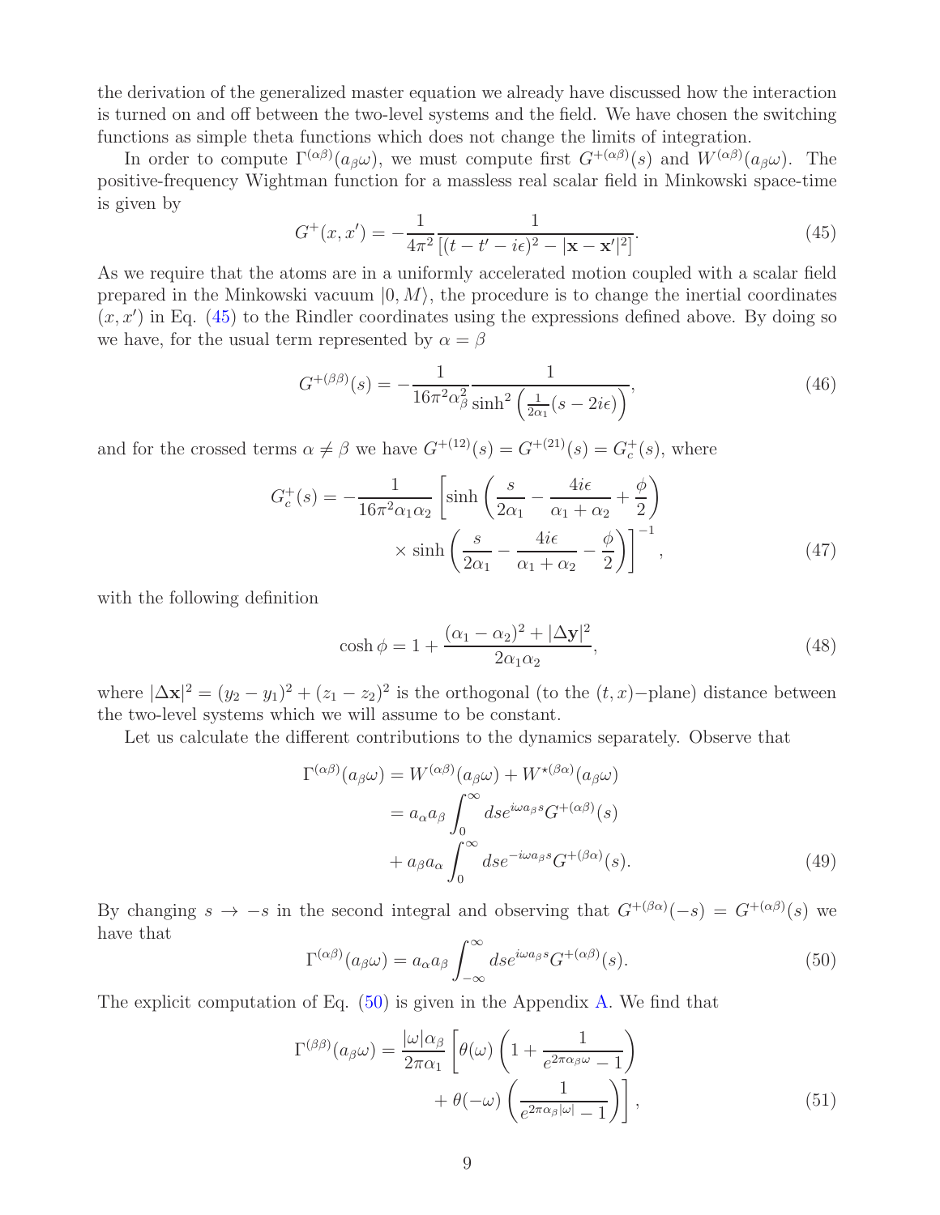the derivation of the generalized master equation we already have discussed how the interaction is turned on and off between the two-level systems and the field. We have chosen the switching functions as simple theta functions which does not change the limits of integration.

In order to compute $\Gamma^{(\alpha\beta)}(a_\beta\omega)$, we must compute first $G^{+(\alpha\beta)}(s)$ and $W^{(\alpha\beta)}(a_\beta\omega)$. The positive-frequency Wightman function for a massless real scalar field in Minkowski space-time is given by

$$G^+(x,x') = -\frac{1}{4\pi^2}\frac{1}{[(t-t'-i\epsilon)^2 - |\mathbf{x}-\mathbf{x}'|^2]}. \tag{45}$$

As we require that the atoms are in a uniformly accelerated motion coupled with a scalar field prepared in the Minkowski vacuum $|0,M\rangle$, the procedure is to change the inertial coordinates $(x,x')$ in Eq. (45) to the Rindler coordinates using the expressions defined above. By doing so we have, for the usual term represented by $\alpha = \beta$

$$G^{+(\beta\beta)}(s) = -\frac{1}{16\pi^2\alpha_\beta^2}\frac{1}{\sinh^2\left(\frac{1}{2\alpha_1}(s-2i\epsilon)\right)}, \tag{46}$$

and for the crossed terms $\alpha \neq \beta$ we have $G^{+(12)}(s) = G^{+(21)}(s) = G_c^+(s)$, where

$$G_c^+(s) = -\frac{1}{16\pi^2\alpha_1\alpha_2}\left[\sinh\left(\frac{s}{2\alpha_1} - \frac{4i\epsilon}{\alpha_1+\alpha_2} + \frac{\phi}{2}\right)\right.$$
$$\left.\times \sinh\left(\frac{s}{2\alpha_1} - \frac{4i\epsilon}{\alpha_1+\alpha_2} - \frac{\phi}{2}\right)\right]^{-1}, \tag{47}$$

with the following definition

$$\cosh\phi = 1 + \frac{(\alpha_1-\alpha_2)^2 + |\Delta\mathbf{y}|^2}{2\alpha_1\alpha_2}, \tag{48}$$

where $|\Delta\mathbf{x}|^2 = (y_2-y_1)^2 + (z_1-z_2)^2$ is the orthogonal (to the $(t,x)-$plane) distance between the two-level systems which we will assume to be constant.

Let us calculate the different contributions to the dynamics separately. Observe that

$$\begin{aligned}
\Gamma^{(\alpha\beta)}(a_\beta\omega) &= W^{(\alpha\beta)}(a_\beta\omega) + W^{\star(\beta\alpha)}(a_\beta\omega)\\
&= a_\alpha a_\beta\int_0^\infty ds e^{i\omega a_\beta s}G^{+(\alpha\beta)}(s)\\
&\quad + a_\beta a_\alpha\int_0^\infty ds e^{-i\omega a_\beta s}G^{+(\beta\alpha)}(s).
\end{aligned} \tag{49}$$

By changing $s \to -s$ in the second integral and observing that $G^{+(\beta\alpha)}(-s) = G^{+(\alpha\beta)}(s)$ we have that

$$\Gamma^{(\alpha\beta)}(a_\beta\omega) = a_\alpha a_\beta\int_{-\infty}^\infty ds e^{i\omega a_\beta s}G^{+(\alpha\beta)}(s). \tag{50}$$

The explicit computation of Eq. (50) is given in the Appendix A. We find that

$$\begin{aligned}
\Gamma^{(\beta\beta)}(a_\beta\omega) = \frac{|\omega|\alpha_\beta}{2\pi\alpha_1}&\left[\theta(\omega)\left(1 + \frac{1}{e^{2\pi\alpha_\beta\omega}-1}\right)\right.\\
&\left. + \theta(-\omega)\left(\frac{1}{e^{2\pi\alpha_\beta|\omega|}-1}\right)\right],
\end{aligned} \tag{51}$$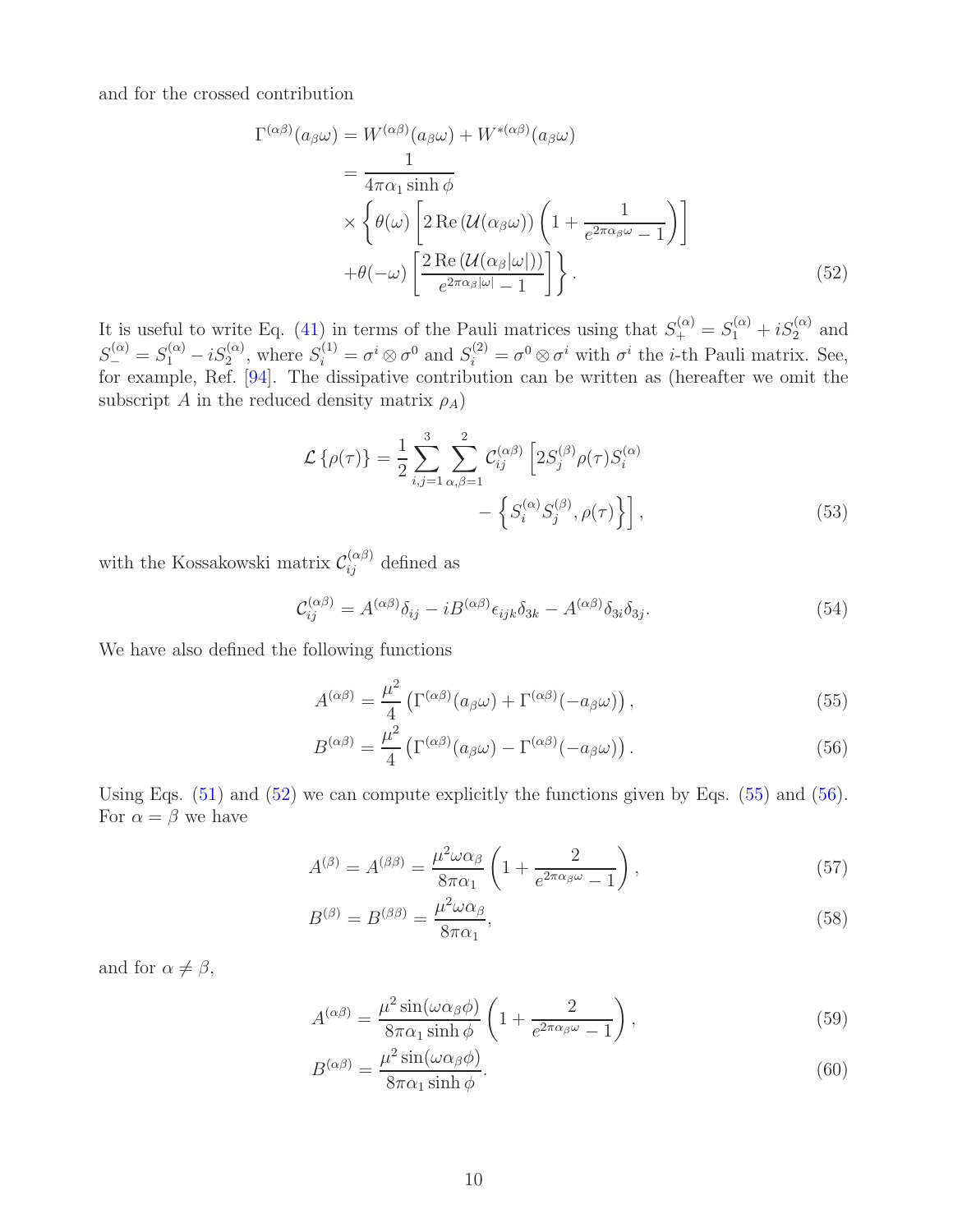and for the crossed contribution

$$
\begin{aligned}
\Gamma^{(\alpha\beta)}(a_\beta\omega) &= W^{(\alpha\beta)}(a_\beta\omega) + W^{*(\alpha\beta)}(a_\beta\omega) \\
&= \frac{1}{4\pi\alpha_1 \sinh\phi} \\
&\times \left\{ \theta(\omega)\left[ 2\,\mathrm{Re}\left(\mathcal{U}(\alpha_\beta\omega)\right)\left(1 + \frac{1}{e^{2\pi\alpha_\beta\omega}-1}\right)\right] \right. \\
&\left. +\theta(-\omega)\left[\frac{2\,\mathrm{Re}\left(\mathcal{U}(\alpha_\beta|\omega|)\right)}{e^{2\pi\alpha_\beta|\omega|}-1}\right]\right\}. 
\end{aligned} \tag{52}
$$

It is useful to write Eq. (41) in terms of the Pauli matrices using that $S_+^{(\alpha)} = S_1^{(\alpha)} + iS_2^{(\alpha)}$ and $S_-^{(\alpha)} = S_1^{(\alpha)} - iS_2^{(\alpha)}$, where $S_i^{(1)} = \sigma^i \otimes \sigma^0$ and $S_i^{(2)} = \sigma^0 \otimes \sigma^i$ with $\sigma^i$ the $i$-th Pauli matrix. See, for example, Ref. [94]. The dissipative contribution can be written as (hereafter we omit the subscript $A$ in the reduced density matrix $\rho_A$)

$$
\begin{aligned}
\mathcal{L}\left\{\rho(\tau)\right\} = \frac{1}{2}\sum_{i,j=1}^{3}\sum_{\alpha,\beta=1}^{2} \mathcal{C}_{ij}^{(\alpha\beta)} \Big[ 2S_j^{(\beta)}\rho(\tau)S_i^{(\alpha)} \\
- \left\{ S_i^{(\alpha)}S_j^{(\beta)}, \rho(\tau)\right\}\Big],
\end{aligned} \tag{53}
$$

with the Kossakowski matrix $\mathcal{C}_{ij}^{(\alpha\beta)}$ defined as

$$
\mathcal{C}_{ij}^{(\alpha\beta)} = A^{(\alpha\beta)}\delta_{ij} - iB^{(\alpha\beta)}\epsilon_{ijk}\delta_{3k} - A^{(\alpha\beta)}\delta_{3i}\delta_{3j}. \tag{54}
$$

We have also defined the following functions

$$
A^{(\alpha\beta)} = \frac{\mu^2}{4}\left(\Gamma^{(\alpha\beta)}(a_\beta\omega) + \Gamma^{(\alpha\beta)}(-a_\beta\omega)\right), \tag{55}
$$

$$
B^{(\alpha\beta)} = \frac{\mu^2}{4}\left(\Gamma^{(\alpha\beta)}(a_\beta\omega) - \Gamma^{(\alpha\beta)}(-a_\beta\omega)\right). \tag{56}
$$

Using Eqs. (51) and (52) we can compute explicitly the functions given by Eqs. (55) and (56). For $\alpha = \beta$ we have

$$
A^{(\beta)} = A^{(\beta\beta)} = \frac{\mu^2\omega\alpha_\beta}{8\pi\alpha_1}\left(1 + \frac{2}{e^{2\pi\alpha_\beta\omega}-1}\right), \tag{57}
$$

$$
B^{(\beta)} = B^{(\beta\beta)} = \frac{\mu^2\omega\alpha_\beta}{8\pi\alpha_1}, \tag{58}
$$

and for $\alpha \neq \beta$,

$$
A^{(\alpha\beta)} = \frac{\mu^2\sin(\omega\alpha_\beta\phi)}{8\pi\alpha_1\sinh\phi}\left(1 + \frac{2}{e^{2\pi\alpha_\beta\omega}-1}\right), \tag{59}
$$

$$
B^{(\alpha\beta)} = \frac{\mu^2\sin(\omega\alpha_\beta\phi)}{8\pi\alpha_1\sinh\phi}. \tag{60}
$$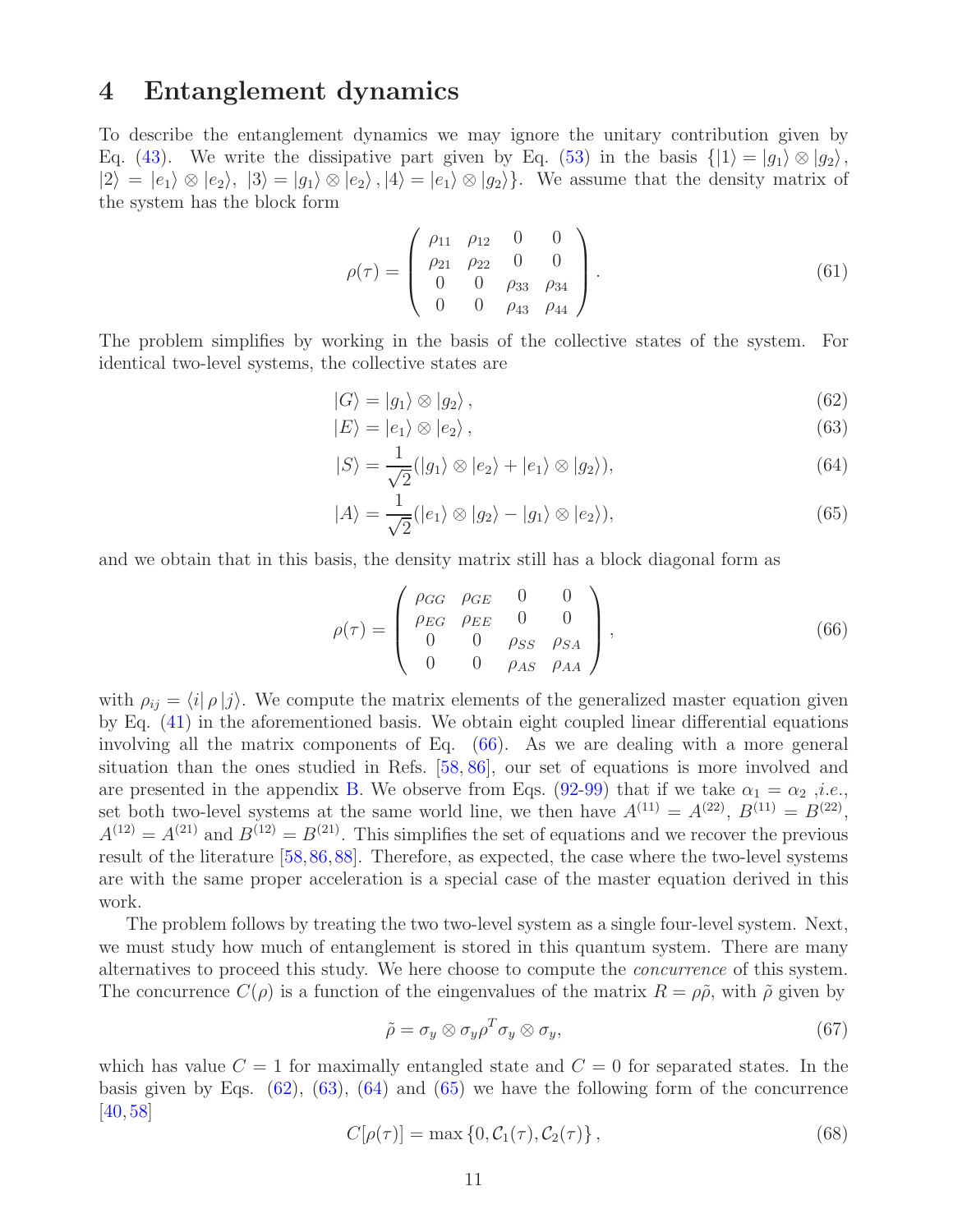# 4 Entanglement dynamics

To describe the entanglement dynamics we may ignore the unitary contribution given by Eq. (43). We write the dissipative part given by Eq. (53) in the basis $\{|1\rangle = |g_1\rangle \otimes |g_2\rangle$, $|2\rangle = |e_1\rangle \otimes |e_2\rangle$, $|3\rangle = |g_1\rangle \otimes |e_2\rangle$, $|4\rangle = |e_1\rangle \otimes |g_2\rangle\}$. We assume that the density matrix of the system has the block form

$$\rho(\tau) = \begin{pmatrix} \rho_{11} & \rho_{12} & 0 & 0 \\ \rho_{21} & \rho_{22} & 0 & 0 \\ 0 & 0 & \rho_{33} & \rho_{34} \\ 0 & 0 & \rho_{43} & \rho_{44} \end{pmatrix}. \tag{61}$$

The problem simplifies by working in the basis of the collective states of the system. For identical two-level systems, the collective states are

$$|G\rangle = |g_1\rangle \otimes |g_2\rangle, \tag{62}$$

$$|E\rangle = |e_1\rangle \otimes |e_2\rangle, \tag{63}$$

$$|S\rangle = \frac{1}{\sqrt{2}}(|g_1\rangle \otimes |e_2\rangle + |e_1\rangle \otimes |g_2\rangle), \tag{64}$$

$$|A\rangle = \frac{1}{\sqrt{2}}(|e_1\rangle \otimes |g_2\rangle - |g_1\rangle \otimes |e_2\rangle), \tag{65}$$

and we obtain that in this basis, the density matrix still has a block diagonal form as

$$\rho(\tau) = \begin{pmatrix} \rho_{GG} & \rho_{GE} & 0 & 0 \\ \rho_{EG} & \rho_{EE} & 0 & 0 \\ 0 & 0 & \rho_{SS} & \rho_{SA} \\ 0 & 0 & \rho_{AS} & \rho_{AA} \end{pmatrix}, \tag{66}$$

with $\rho_{ij} = \langle i|\, \rho\, |j\rangle$. We compute the matrix elements of the generalized master equation given by Eq. (41) in the aforementioned basis. We obtain eight coupled linear differential equations involving all the matrix components of Eq. (66). As we are dealing with a more general situation than the ones studied in Refs. [58, 86], our set of equations is more involved and are presented in the appendix B. We observe from Eqs. (92-99) that if we take $\alpha_1 = \alpha_2$ ,*i.e.*, set both two-level systems at the same world line, we then have $A^{(11)} = A^{(22)}$, $B^{(11)} = B^{(22)}$, $A^{(12)} = A^{(21)}$ and $B^{(12)} = B^{(21)}$. This simplifies the set of equations and we recover the previous result of the literature [58, 86, 88]. Therefore, as expected, the case where the two-level systems are with the same proper acceleration is a special case of the master equation derived in this work.

The problem follows by treating the two two-level system as a single four-level system. Next, we must study how much of entanglement is stored in this quantum system. There are many alternatives to proceed this study. We here choose to compute the *concurrence* of this system. The concurrence $C(\rho)$ is a function of the eingenvalues of the matrix $R = \rho\tilde{\rho}$, with $\tilde{\rho}$ given by

$$\tilde{\rho} = \sigma_y \otimes \sigma_y \rho^T \sigma_y \otimes \sigma_y, \tag{67}$$

which has value $C = 1$ for maximally entangled state and $C = 0$ for separated states. In the basis given by Eqs. (62), (63), (64) and (65) we have the following form of the concurrence [40, 58]

$$C[\rho(\tau)] = \max\{0, \mathcal{C}_1(\tau), \mathcal{C}_2(\tau)\}, \tag{68}$$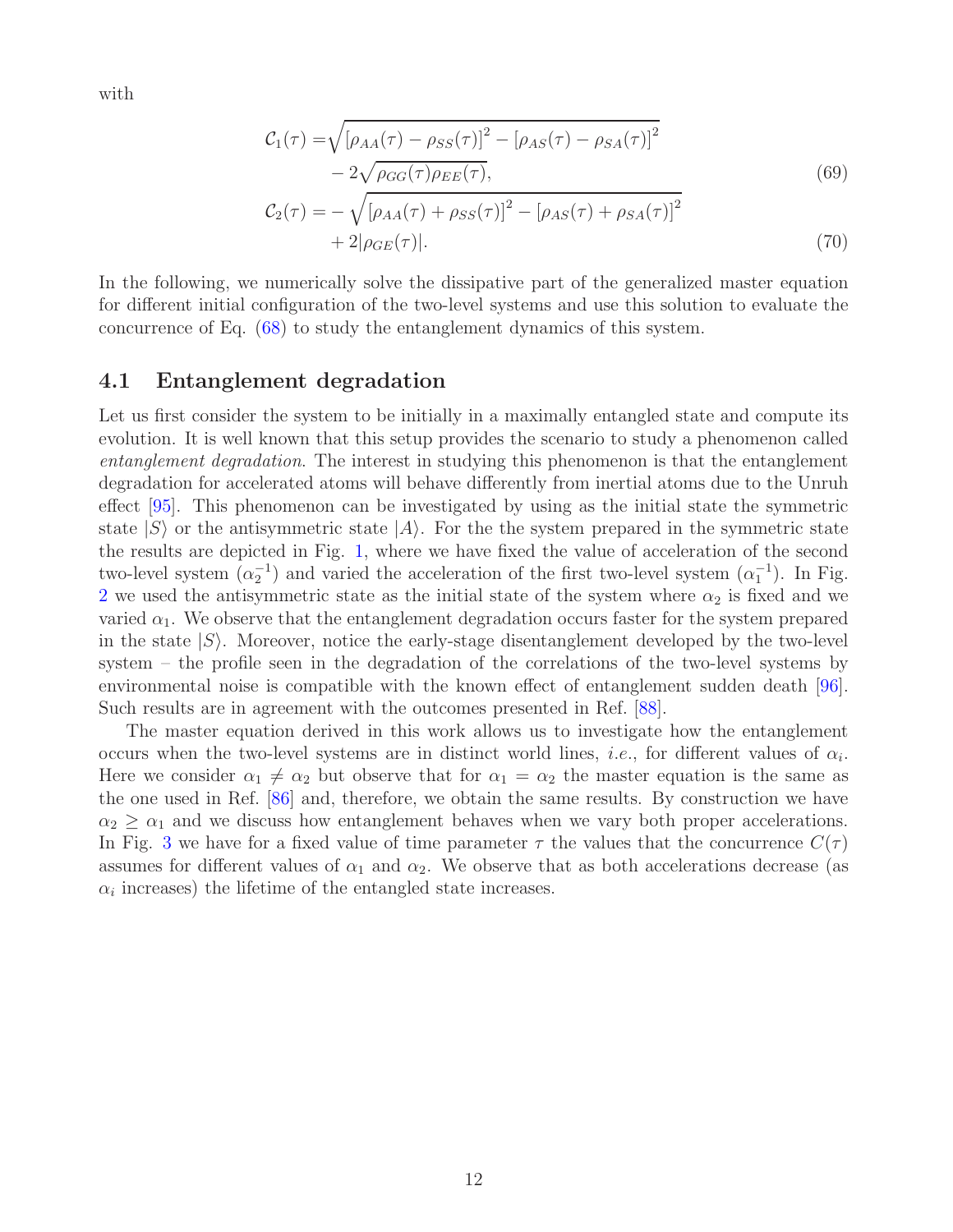with

$$
\begin{aligned}
\mathcal{C}_1(\tau) =& \sqrt{\left[\rho_{AA}(\tau) - \rho_{SS}(\tau)\right]^2 - \left[\rho_{AS}(\tau) - \rho_{SA}(\tau)\right]^2} \\
& - 2\sqrt{\rho_{GG}(\tau)\rho_{EE}(\tau)},
\end{aligned} \tag{69}
$$

$$
\begin{aligned}
\mathcal{C}_2(\tau) =& -\sqrt{\left[\rho_{AA}(\tau) + \rho_{SS}(\tau)\right]^2 - \left[\rho_{AS}(\tau) + \rho_{SA}(\tau)\right]^2} \\
& + 2|\rho_{GE}(\tau)|.
\end{aligned} \tag{70}
$$

In the following, we numerically solve the dissipative part of the generalized master equation for different initial configuration of the two-level systems and use this solution to evaluate the concurrence of Eq. (68) to study the entanglement dynamics of this system.

## 4.1 Entanglement degradation

Let us first consider the system to be initially in a maximally entangled state and compute its evolution. It is well known that this setup provides the scenario to study a phenomenon called *entanglement degradation*. The interest in studying this phenomenon is that the entanglement degradation for accelerated atoms will behave differently from inertial atoms due to the Unruh effect [95]. This phenomenon can be investigated by using as the initial state the symmetric state $|S\rangle$ or the antisymmetric state $|A\rangle$. For the the system prepared in the symmetric state the results are depicted in Fig. 1, where we have fixed the value of acceleration of the second two-level system ($\alpha_2^{-1}$) and varied the acceleration of the first two-level system ($\alpha_1^{-1}$). In Fig. 2 we used the antisymmetric state as the initial state of the system where $\alpha_2$ is fixed and we varied $\alpha_1$. We observe that the entanglement degradation occurs faster for the system prepared in the state $|S\rangle$. Moreover, notice the early-stage disentanglement developed by the two-level system – the profile seen in the degradation of the correlations of the two-level systems by environmental noise is compatible with the known effect of entanglement sudden death [96]. Such results are in agreement with the outcomes presented in Ref. [88].

The master equation derived in this work allows us to investigate how the entanglement occurs when the two-level systems are in distinct world lines, *i.e.*, for different values of $\alpha_i$. Here we consider $\alpha_1 \neq \alpha_2$ but observe that for $\alpha_1 = \alpha_2$ the master equation is the same as the one used in Ref. [86] and, therefore, we obtain the same results. By construction we have $\alpha_2 \geq \alpha_1$ and we discuss how entanglement behaves when we vary both proper accelerations. In Fig. 3 we have for a fixed value of time parameter $\tau$ the values that the concurrence $C(\tau)$ assumes for different values of $\alpha_1$ and $\alpha_2$. We observe that as both accelerations decrease (as $\alpha_i$ increases) the lifetime of the entangled state increases.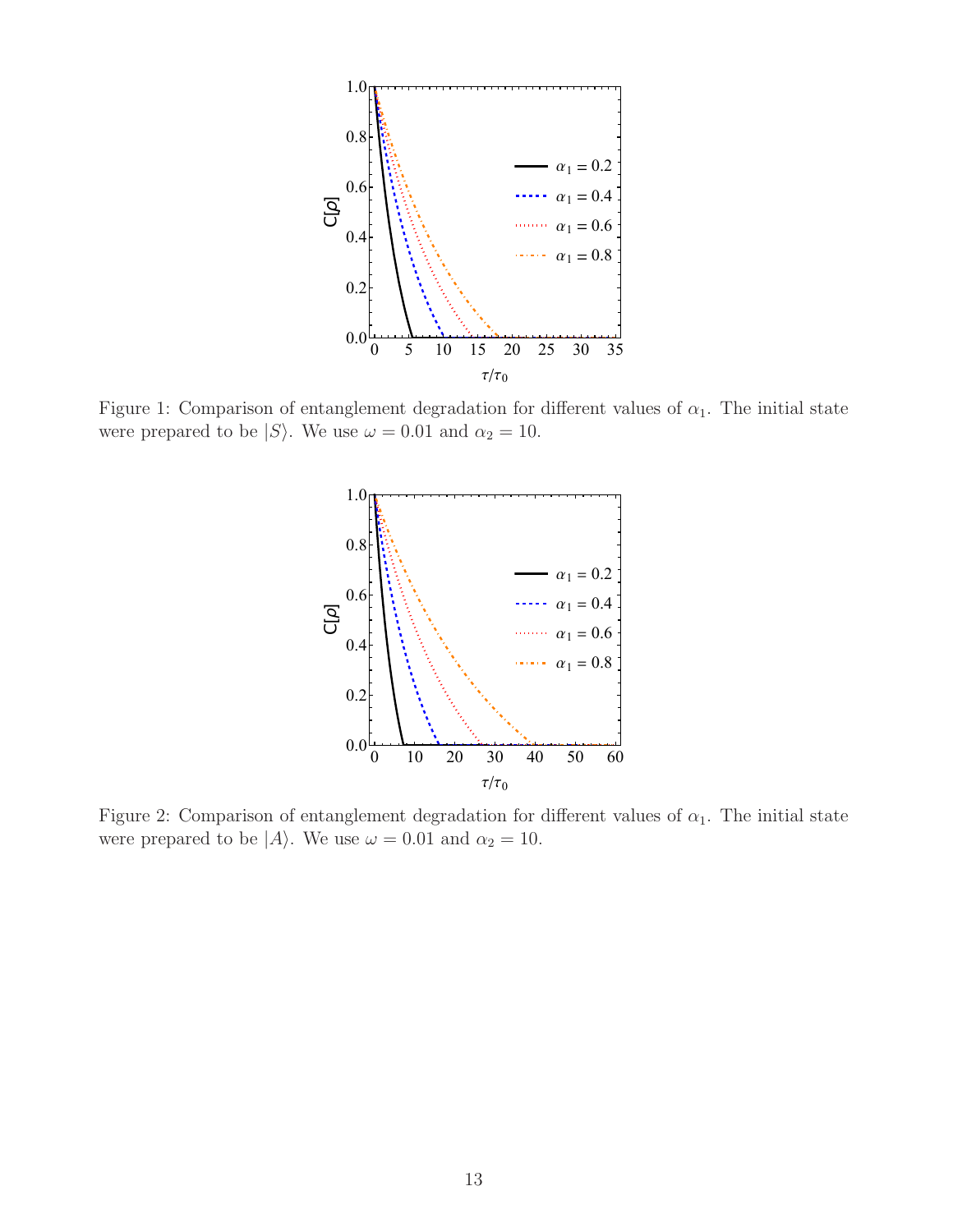Figure 1: Comparison of entanglement degradation for different values of $\alpha_1$. The initial state were prepared to be $|S\rangle$. We use $\omega = 0.01$ and $\alpha_2 = 10$.

Figure 2: Comparison of entanglement degradation for different values of $\alpha_1$. The initial state were prepared to be $|A\rangle$. We use $\omega = 0.01$ and $\alpha_2 = 10$.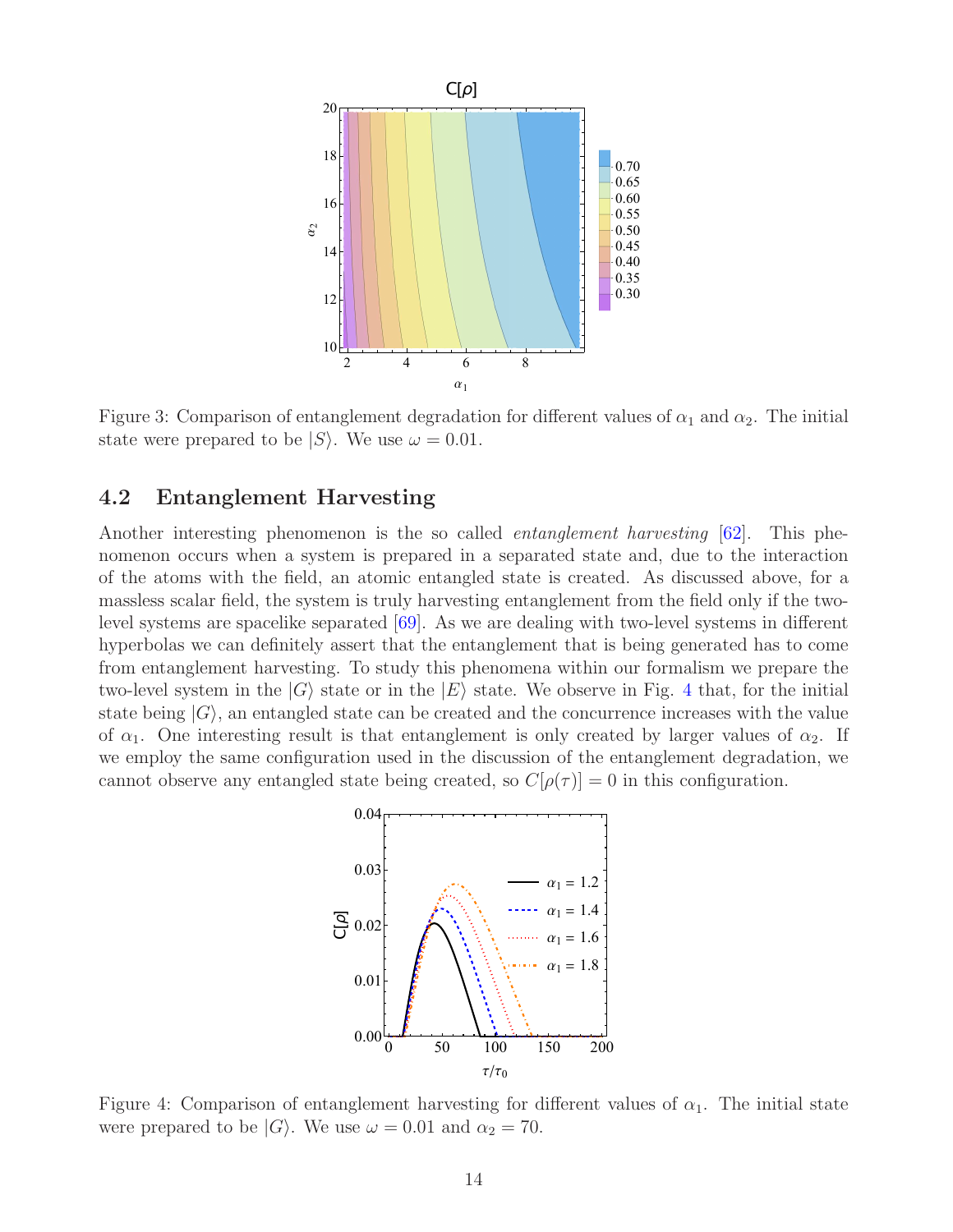Figure 3: Comparison of entanglement degradation for different values of $\alpha_1$ and $\alpha_2$. The initial state were prepared to be $|S\rangle$. We use $\omega = 0.01$.

### 4.2 Entanglement Harvesting

Another interesting phenomenon is the so called *entanglement harvesting* [62]. This phenomenon occurs when a system is prepared in a separated state and, due to the interaction of the atoms with the field, an atomic entangled state is created. As discussed above, for a massless scalar field, the system is truly harvesting entanglement from the field only if the two-level systems are spacelike separated [69]. As we are dealing with two-level systems in different hyperbolas we can definitely assert that the entanglement that is being generated has to come from entanglement harvesting. To study this phenomena within our formalism we prepare the two-level system in the $|G\rangle$ state or in the $|E\rangle$ state. We observe in Fig. 4 that, for the initial state being $|G\rangle$, an entangled state can be created and the concurrence increases with the value of $\alpha_1$. One interesting result is that entanglement is only created by larger values of $\alpha_2$. If we employ the same configuration used in the discussion of the entanglement degradation, we cannot observe any entangled state being created, so $C[\rho(\tau)] = 0$ in this configuration.

Figure 4: Comparison of entanglement harvesting for different values of $\alpha_1$. The initial state were prepared to be $|G\rangle$. We use $\omega = 0.01$ and $\alpha_2 = 70$.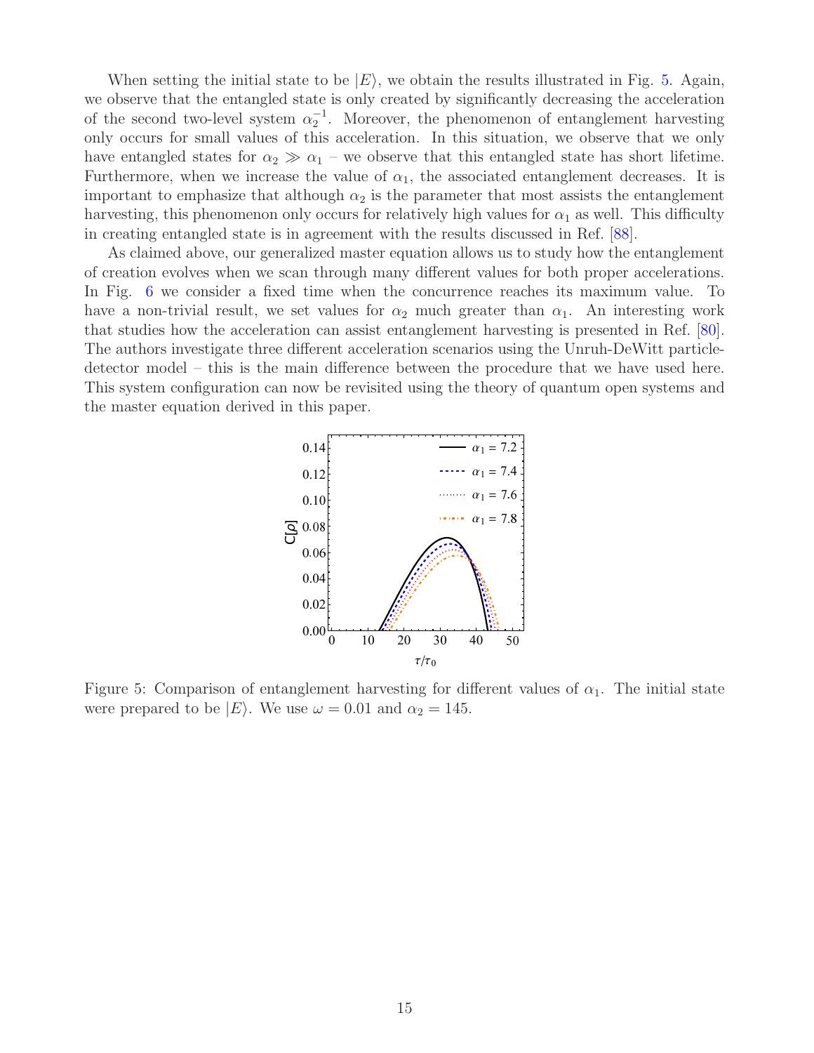When setting the initial state to be $|E\rangle$, we obtain the results illustrated in Fig. 5. Again, we observe that the entangled state is only created by significantly decreasing the acceleration of the second two-level system $\alpha_2^{-1}$. Moreover, the phenomenon of entanglement harvesting only occurs for small values of this acceleration. In this situation, we observe that we only have entangled states for $\alpha_2 \gg \alpha_1$ – we observe that this entangled state has short lifetime. Furthermore, when we increase the value of $\alpha_1$, the associated entanglement decreases. It is important to emphasize that although $\alpha_2$ is the parameter that most assists the entanglement harvesting, this phenomenon only occurs for relatively high values for $\alpha_1$ as well. This difficulty in creating entangled state is in agreement with the results discussed in Ref. [88].

As claimed above, our generalized master equation allows us to study how the entanglement of creation evolves when we scan through many different values for both proper accelerations. In Fig. 6 we consider a fixed time when the concurrence reaches its maximum value. To have a non-trivial result, we set values for $\alpha_2$ much greater than $\alpha_1$. An interesting work that studies how the acceleration can assist entanglement harvesting is presented in Ref. [80]. The authors investigate three different acceleration scenarios using the Unruh-DeWitt particle-detector model – this is the main difference between the procedure that we have used here. This system configuration can now be revisited using the theory of quantum open systems and the master equation derived in this paper.

Figure 5: Comparison of entanglement harvesting for different values of $\alpha_1$. The initial state were prepared to be $|E\rangle$. We use $\omega = 0.01$ and $\alpha_2 = 145$.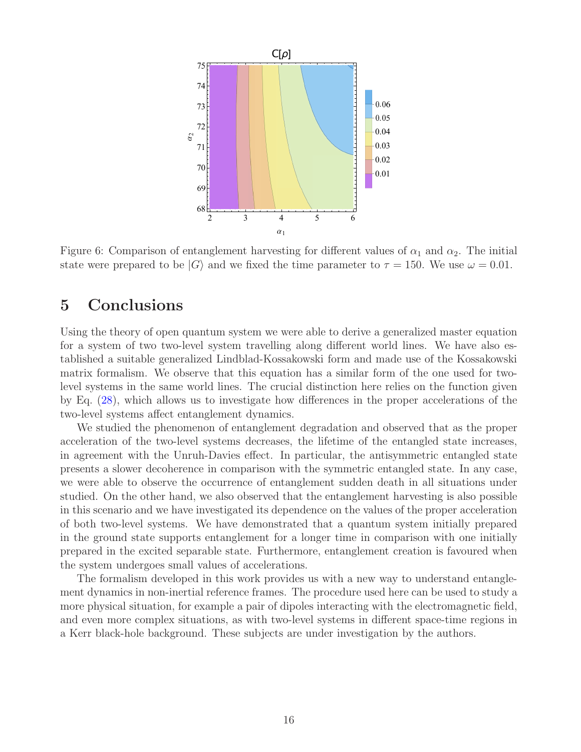Figure 6: Comparison of entanglement harvesting for different values of $\alpha_1$ and $\alpha_2$. The initial state were prepared to be $|G\rangle$ and we fixed the time parameter to $\tau = 150$. We use $\omega = 0.01$.

# 5 Conclusions

Using the theory of open quantum system we were able to derive a generalized master equation for a system of two two-level system travelling along different world lines. We have also established a suitable generalized Lindblad-Kossakowski form and made use of the Kossakowski matrix formalism. We observe that this equation has a similar form of the one used for two-level systems in the same world lines. The crucial distinction here relies on the function given by Eq. (28), which allows us to investigate how differences in the proper accelerations of the two-level systems affect entanglement dynamics.

We studied the phenomenon of entanglement degradation and observed that as the proper acceleration of the two-level systems decreases, the lifetime of the entangled state increases, in agreement with the Unruh-Davies effect. In particular, the antisymmetric entangled state presents a slower decoherence in comparison with the symmetric entangled state. In any case, we were able to observe the occurrence of entanglement sudden death in all situations under studied. On the other hand, we also observed that the entanglement harvesting is also possible in this scenario and we have investigated its dependence on the values of the proper acceleration of both two-level systems. We have demonstrated that a quantum system initially prepared in the ground state supports entanglement for a longer time in comparison with one initially prepared in the excited separable state. Furthermore, entanglement creation is favoured when the system undergoes small values of accelerations.

The formalism developed in this work provides us with a new way to understand entanglement dynamics in non-inertial reference frames. The procedure used here can be used to study a more physical situation, for example a pair of dipoles interacting with the electromagnetic field, and even more complex situations, as with two-level systems in different space-time regions in a Kerr black-hole background. These subjects are under investigation by the authors.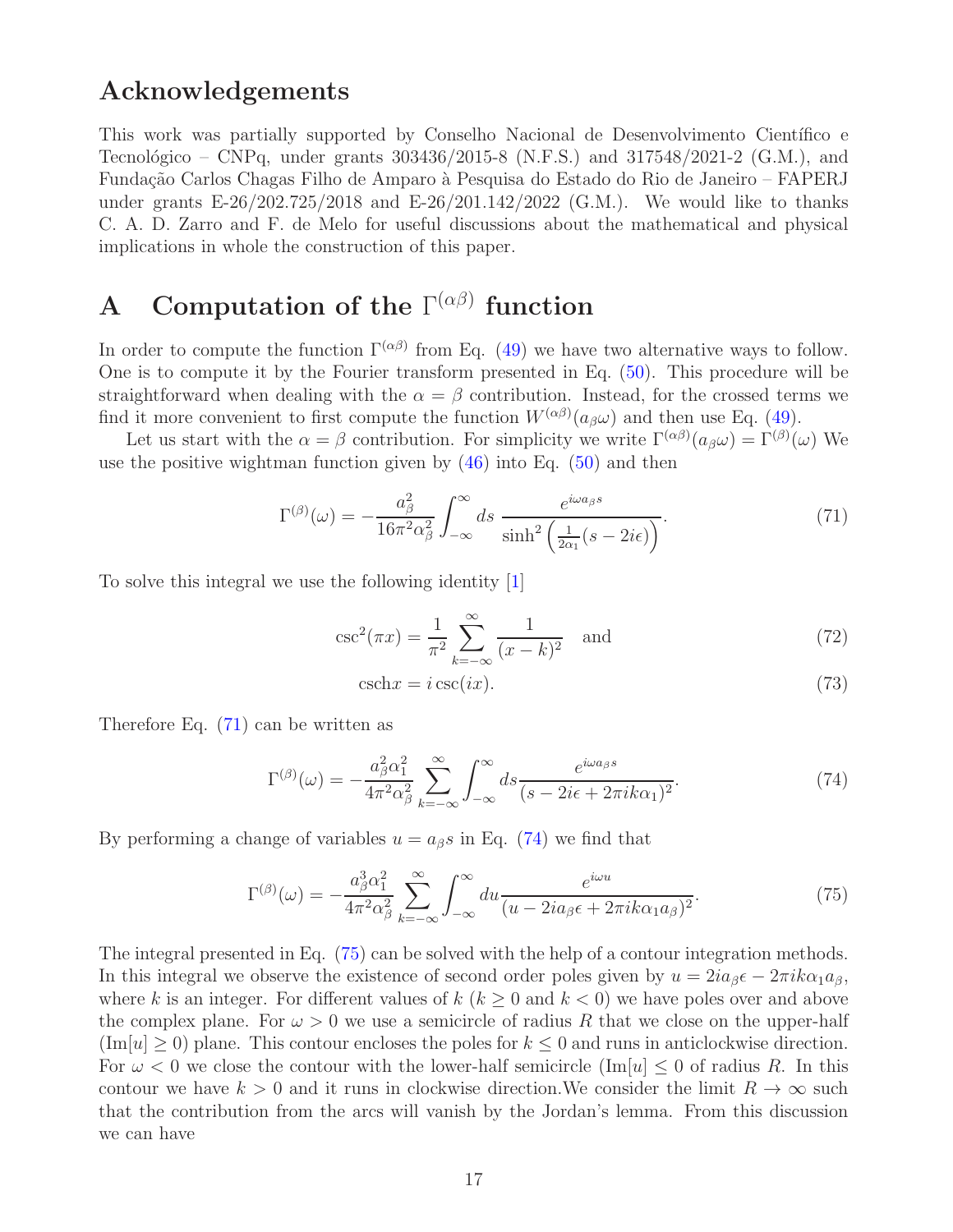## Acknowledgements

This work was partially supported by Conselho Nacional de Desenvolvimento Científico e Tecnológico – CNPq, under grants 303436/2015-8 (N.F.S.) and 317548/2021-2 (G.M.), and Fundação Carlos Chagas Filho de Amparo à Pesquisa do Estado do Rio de Janeiro – FAPERJ under grants E-26/202.725/2018 and E-26/201.142/2022 (G.M.). We would like to thanks C. A. D. Zarro and F. de Melo for useful discussions about the mathematical and physical implications in whole the construction of this paper.

## A Computation of the $\Gamma^{(\alpha\beta)}$ function

In order to compute the function $\Gamma^{(\alpha\beta)}$ from Eq. (49) we have two alternative ways to follow. One is to compute it by the Fourier transform presented in Eq. (50). This procedure will be straightforward when dealing with the $\alpha = \beta$ contribution. Instead, for the crossed terms we find it more convenient to first compute the function $W^{(\alpha\beta)}(a_\beta\omega)$ and then use Eq. (49).

Let us start with the $\alpha = \beta$ contribution. For simplicity we write $\Gamma^{(\alpha\beta)}(a_\beta\omega) = \Gamma^{(\beta)}(\omega)$ We use the positive wightman function given by (46) into Eq. (50) and then

$$\Gamma^{(\beta)}(\omega) = -\frac{a_\beta^2}{16\pi^2\alpha_\beta^2}\int_{-\infty}^{\infty} ds\ \frac{e^{i\omega a_\beta s}}{\sinh^2\left(\frac{1}{2\alpha_1}(s-2i\epsilon)\right)}. \tag{71}$$

To solve this integral we use the following identity [1]

$$\csc^2(\pi x) = \frac{1}{\pi^2}\sum_{k=-\infty}^{\infty}\frac{1}{(x-k)^2} \quad \text{and} \tag{72}$$

$$\text{csch} x = i\csc(ix). \tag{73}$$

Therefore Eq. (71) can be written as

$$\Gamma^{(\beta)}(\omega) = -\frac{a_\beta^2\alpha_1^2}{4\pi^2\alpha_\beta^2}\sum_{k=-\infty}^{\infty}\int_{-\infty}^{\infty} ds \frac{e^{i\omega a_\beta s}}{(s-2i\epsilon+2\pi i k\alpha_1)^2}. \tag{74}$$

By performing a change of variables $u = a_\beta s$ in Eq. (74) we find that

$$\Gamma^{(\beta)}(\omega) = -\frac{a_\beta^3\alpha_1^2}{4\pi^2\alpha_\beta^2}\sum_{k=-\infty}^{\infty}\int_{-\infty}^{\infty} du \frac{e^{i\omega u}}{(u-2ia_\beta\epsilon+2\pi i k\alpha_1 a_\beta)^2}. \tag{75}$$

The integral presented in Eq. (75) can be solved with the help of a contour integration methods. In this integral we observe the existence of second order poles given by $u = 2ia_\beta\epsilon - 2\pi i k\alpha_1 a_\beta$, where $k$ is an integer. For different values of $k$ ($k \geq 0$ and $k < 0$) we have poles over and above the complex plane. For $\omega > 0$ we use a semicircle of radius $R$ that we close on the upper-half ($\text{Im}[u] \geq 0$) plane. This contour encloses the poles for $k \leq 0$ and runs in anticlockwise direction. For $\omega < 0$ we close the contour with the lower-half semicircle ($\text{Im}[u] \leq 0$ of radius $R$. In this contour we have $k > 0$ and it runs in clockwise direction.We consider the limit $R \to \infty$ such that the contribution from the arcs will vanish by the Jordan's lemma. From this discussion we can have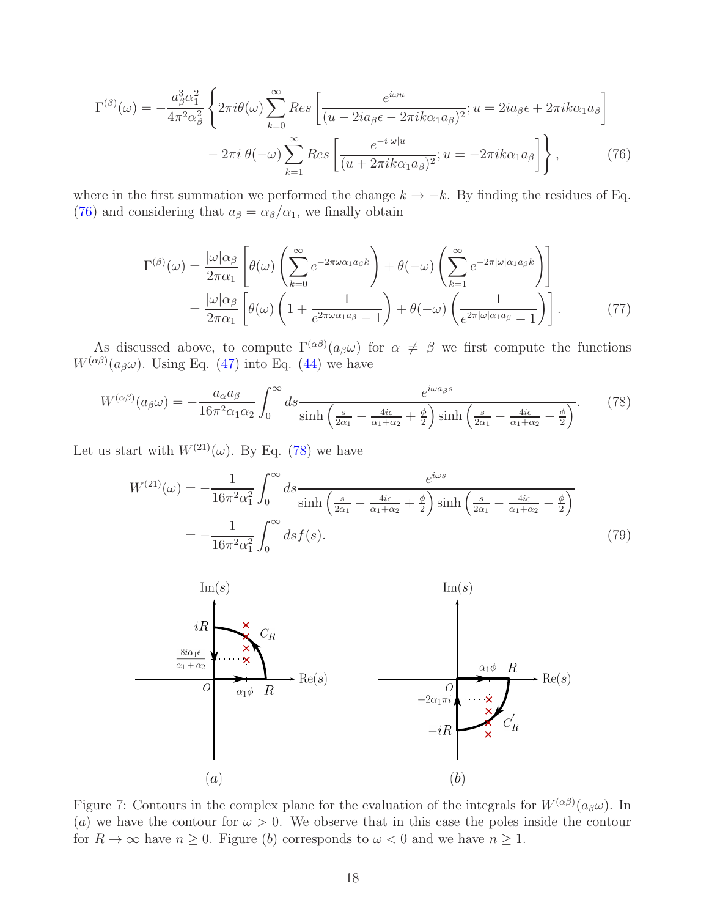$$\Gamma^{(\beta)}(\omega) = -\frac{a_\beta^3 \alpha_1^2}{4\pi^2 \alpha_\beta^2}\Bigg\{2\pi i \theta(\omega)\sum_{k=0}^{\infty} Res\left[\frac{e^{i\omega u}}{(u - 2ia_\beta\epsilon - 2\pi i k \alpha_1 a_\beta)^2}; u = 2ia_\beta\epsilon + 2\pi i k\alpha_1 a_\beta\right]$$
$$- 2\pi i\, \theta(-\omega)\sum_{k=1}^{\infty} Res\left[\frac{e^{-i|\omega|u}}{(u + 2\pi i k\alpha_1 a_\beta)^2}; u = -2\pi i k\alpha_1 a_\beta\right]\Bigg\}, \tag{76}$$

where in the first summation we performed the change $k \to -k$. By finding the residues of Eq. (76) and considering that $a_\beta = \alpha_\beta/\alpha_1$, we finally obtain

$$\begin{aligned}\Gamma^{(\beta)}(\omega) &= \frac{|\omega|\alpha_\beta}{2\pi\alpha_1}\left[\theta(\omega)\left(\sum_{k=0}^{\infty} e^{-2\pi\omega\alpha_1 a_\beta k}\right) + \theta(-\omega)\left(\sum_{k=1}^{\infty} e^{-2\pi|\omega|\alpha_1 a_\beta k}\right)\right] \\ &= \frac{|\omega|\alpha_\beta}{2\pi\alpha_1}\left[\theta(\omega)\left(1 + \frac{1}{e^{2\pi\omega\alpha_1 a_\beta} - 1}\right) + \theta(-\omega)\left(\frac{1}{e^{2\pi|\omega|\alpha_1 a_\beta} - 1}\right)\right].\end{aligned} \tag{77}$$

As discussed above, to compute $\Gamma^{(\alpha\beta)}(a_\beta\omega)$ for $\alpha \neq \beta$ we first compute the functions $W^{(\alpha\beta)}(a_\beta\omega)$. Using Eq. (47) into Eq. (44) we have

$$W^{(\alpha\beta)}(a_\beta\omega) = -\frac{a_\alpha a_\beta}{16\pi^2\alpha_1\alpha_2}\int_0^\infty ds \frac{e^{i\omega a_\beta s}}{\sinh\left(\frac{s}{2\alpha_1} - \frac{4i\epsilon}{\alpha_1+\alpha_2} + \frac{\phi}{2}\right)\sinh\left(\frac{s}{2\alpha_1} - \frac{4i\epsilon}{\alpha_1+\alpha_2} - \frac{\phi}{2}\right)}. \tag{78}$$

Let us start with $W^{(21)}(\omega)$. By Eq. (78) we have

$$\begin{aligned}W^{(21)}(\omega) &= -\frac{1}{16\pi^2\alpha_1^2}\int_0^\infty ds \frac{e^{i\omega s}}{\sinh\left(\frac{s}{2\alpha_1} - \frac{4i\epsilon}{\alpha_1+\alpha_2} + \frac{\phi}{2}\right)\sinh\left(\frac{s}{2\alpha_1} - \frac{4i\epsilon}{\alpha_1+\alpha_2} - \frac{\phi}{2}\right)} \\ &= -\frac{1}{16\pi^2\alpha_1^2}\int_0^\infty ds f(s).\end{aligned} \tag{79}$$

Figure 7: Contours in the complex plane for the evaluation of the integrals for $W^{(\alpha\beta)}(a_\beta\omega)$. In ($a$) we have the contour for $\omega > 0$. We observe that in this case the poles inside the contour for $R \to \infty$ have $n \geq 0$. Figure ($b$) corresponds to $\omega < 0$ and we have $n \geq 1$.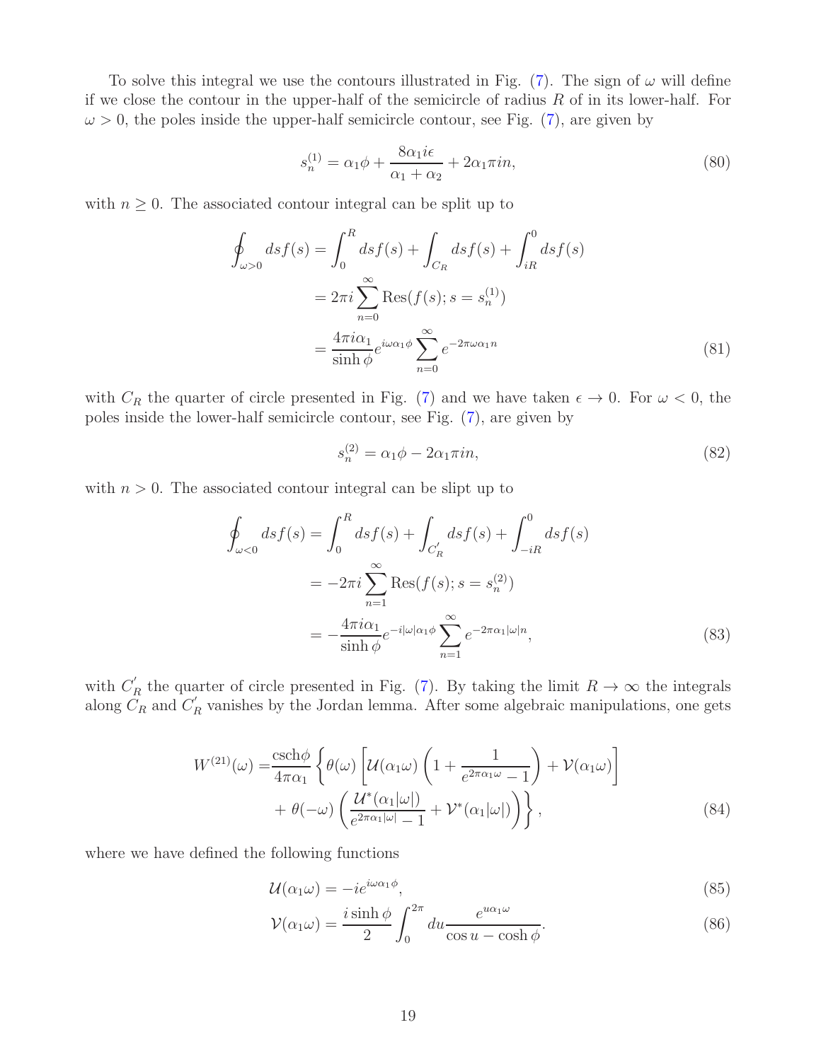To solve this integral we use the contours illustrated in Fig. (7). The sign of $\omega$ will define if we close the contour in the upper-half of the semicircle of radius $R$ of in its lower-half. For $\omega > 0$, the poles inside the upper-half semicircle contour, see Fig. (7), are given by

$$s_n^{(1)} = \alpha_1 \phi + \frac{8\alpha_1 i\epsilon}{\alpha_1 + \alpha_2} + 2\alpha_1 \pi i n, \tag{80}$$

with $n \geq 0$. The associated contour integral can be split up to

$$\begin{aligned}
\oint_{\omega>0} ds f(s) &= \int_0^R ds f(s) + \int_{C_R} ds f(s) + \int_{iR}^0 ds f(s) \\
&= 2\pi i \sum_{n=0}^{\infty} \text{Res}(f(s); s = s_n^{(1)}) \\
&= \frac{4\pi i \alpha_1}{\sinh\phi} e^{i\omega\alpha_1\phi} \sum_{n=0}^{\infty} e^{-2\pi\omega\alpha_1 n}
\end{aligned} \tag{81}$$

with $C_R$ the quarter of circle presented in Fig. (7) and we have taken $\epsilon \to 0$. For $\omega < 0$, the poles inside the lower-half semicircle contour, see Fig. (7), are given by

$$s_n^{(2)} = \alpha_1 \phi - 2\alpha_1 \pi i n, \tag{82}$$

with $n > 0$. The associated contour integral can be slipt up to

$$\begin{aligned}
\oint_{\omega<0} ds f(s) &= \int_0^R ds f(s) + \int_{C_R^{'}} ds f(s) + \int_{-iR}^0 ds f(s) \\
&= -2\pi i \sum_{n=1}^{\infty} \text{Res}(f(s); s = s_n^{(2)}) \\
&= -\frac{4\pi i \alpha_1}{\sinh\phi} e^{-i|\omega|\alpha_1\phi} \sum_{n=1}^{\infty} e^{-2\pi\alpha_1|\omega| n},
\end{aligned} \tag{83}$$

with $C_R^{'}$ the quarter of circle presented in Fig. (7). By taking the limit $R \to \infty$ the integrals along $C_R$ and $C_R^{'}$ vanishes by the Jordan lemma. After some algebraic manipulations, one gets

$$\begin{aligned}
W^{(21)}(\omega) = &\frac{\text{csch}\phi}{4\pi\alpha_1} \left\{ \theta(\omega) \left[ \mathcal{U}(\alpha_1\omega) \left( 1 + \frac{1}{e^{2\pi\alpha_1\omega} - 1} \right) + \mathcal{V}(\alpha_1\omega) \right] \right. \\
&\left. + \, \theta(-\omega) \left( \frac{\mathcal{U}^*(\alpha_1|\omega|)}{e^{2\pi\alpha_1|\omega|} - 1} + \mathcal{V}^*(\alpha_1|\omega|) \right) \right\},
\end{aligned} \tag{84}$$

where we have defined the following functions

$$\mathcal{U}(\alpha_1\omega) = -i e^{i\omega\alpha_1\phi}, \tag{85}$$

$$\mathcal{V}(\alpha_1\omega) = \frac{i \sinh\phi}{2} \int_0^{2\pi} du \frac{e^{u\alpha_1\omega}}{\cos u - \cosh\phi}. \tag{86}$$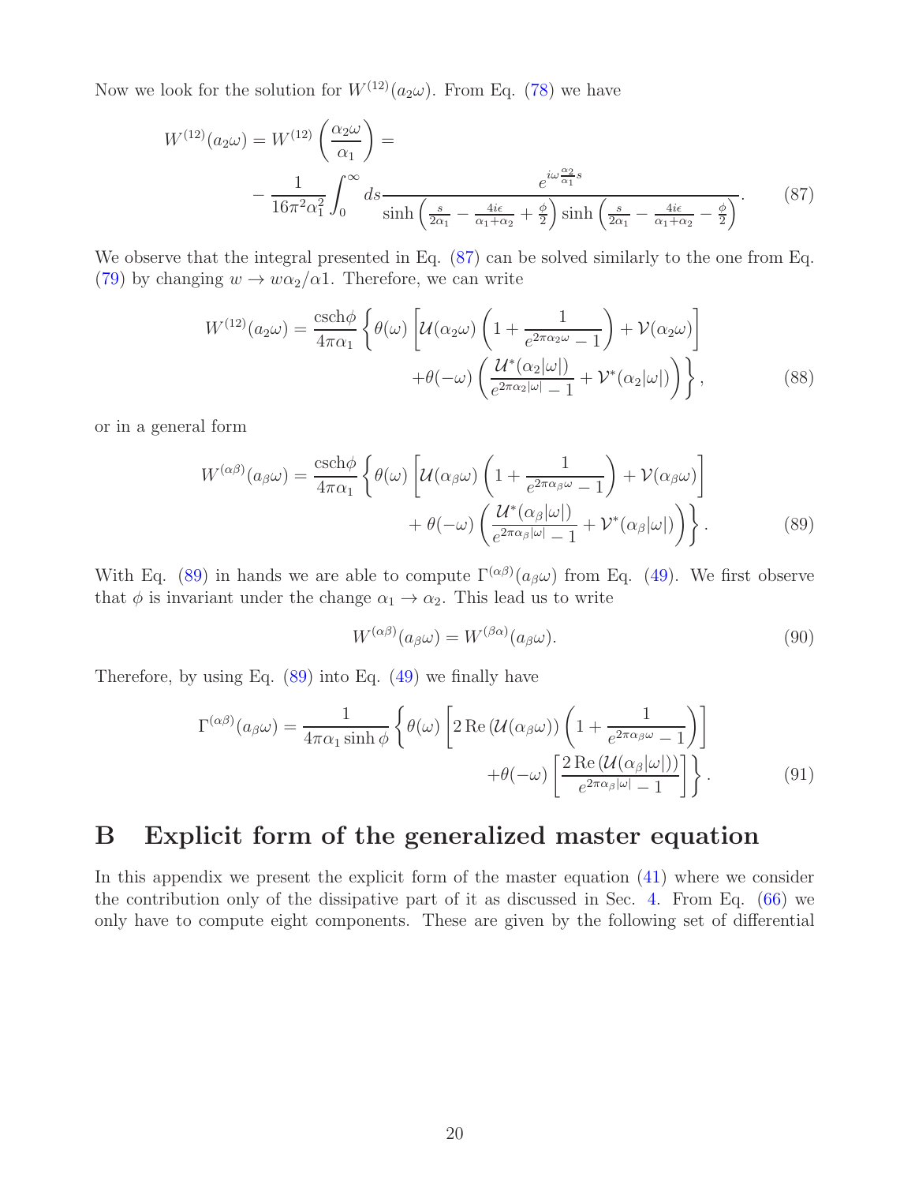Now we look for the solution for $W^{(12)}(a_2\omega)$. From Eq. (78) we have

$$W^{(12)}(a_2\omega) = W^{(12)}\left(\frac{\alpha_2\omega}{\alpha_1}\right) = \\ -\frac{1}{16\pi^2\alpha_1^2}\int_0^\infty ds \frac{e^{i\omega\frac{\alpha_2}{\alpha_1}s}}{\sinh\left(\frac{s}{2\alpha_1} - \frac{4i\epsilon}{\alpha_1+\alpha_2} + \frac{\phi}{2}\right)\sinh\left(\frac{s}{2\alpha_1} - \frac{4i\epsilon}{\alpha_1+\alpha_2} - \frac{\phi}{2}\right)}. \tag{87}$$

We observe that the integral presented in Eq. (87) can be solved similarly to the one from Eq. (79) by changing $w \to w\alpha_2/\alpha 1$. Therefore, we can write

$$W^{(12)}(a_2\omega) = \frac{\text{csch}\phi}{4\pi\alpha_1}\left\{\theta(\omega)\left[\mathcal{U}(\alpha_2\omega)\left(1 + \frac{1}{e^{2\pi\alpha_2\omega}-1}\right) + \mathcal{V}(\alpha_2\omega)\right] \right. \\ \left. +\theta(-\omega)\left(\frac{\mathcal{U}^*(\alpha_2|\omega|)}{e^{2\pi\alpha_2|\omega|}-1} + \mathcal{V}^*(\alpha_2|\omega|)\right)\right\}, \tag{88}$$

or in a general form

$$W^{(\alpha\beta)}(a_\beta\omega) = \frac{\text{csch}\phi}{4\pi\alpha_1}\left\{\theta(\omega)\left[\mathcal{U}(\alpha_\beta\omega)\left(1 + \frac{1}{e^{2\pi\alpha_\beta\omega}-1}\right) + \mathcal{V}(\alpha_\beta\omega)\right] \right. \\ \left. +\theta(-\omega)\left(\frac{\mathcal{U}^*(\alpha_\beta|\omega|)}{e^{2\pi\alpha_\beta|\omega|}-1} + \mathcal{V}^*(\alpha_\beta|\omega|)\right)\right\}. \tag{89}$$

With Eq. (89) in hands we are able to compute $\Gamma^{(\alpha\beta)}(a_\beta\omega)$ from Eq. (49). We first observe that $\phi$ is invariant under the change $\alpha_1 \to \alpha_2$. This lead us to write

$$W^{(\alpha\beta)}(a_\beta\omega) = W^{(\beta\alpha)}(a_\beta\omega). \tag{90}$$

Therefore, by using Eq. (89) into Eq. (49) we finally have

$$\Gamma^{(\alpha\beta)}(a_\beta\omega) = \frac{1}{4\pi\alpha_1\sinh\phi}\left\{\theta(\omega)\left[2\,\text{Re}\left(\mathcal{U}(\alpha_\beta\omega)\right)\left(1 + \frac{1}{e^{2\pi\alpha_\beta\omega}-1}\right)\right] \right. \\ \left. +\theta(-\omega)\left[\frac{2\,\text{Re}\left(\mathcal{U}(\alpha_\beta|\omega|)\right)}{e^{2\pi\alpha_\beta|\omega|}-1}\right]\right\}. \tag{91}$$

# B Explicit form of the generalized master equation

In this appendix we present the explicit form of the master equation (41) where we consider the contribution only of the dissipative part of it as discussed in Sec. 4. From Eq. (66) we only have to compute eight components. These are given by the following set of differential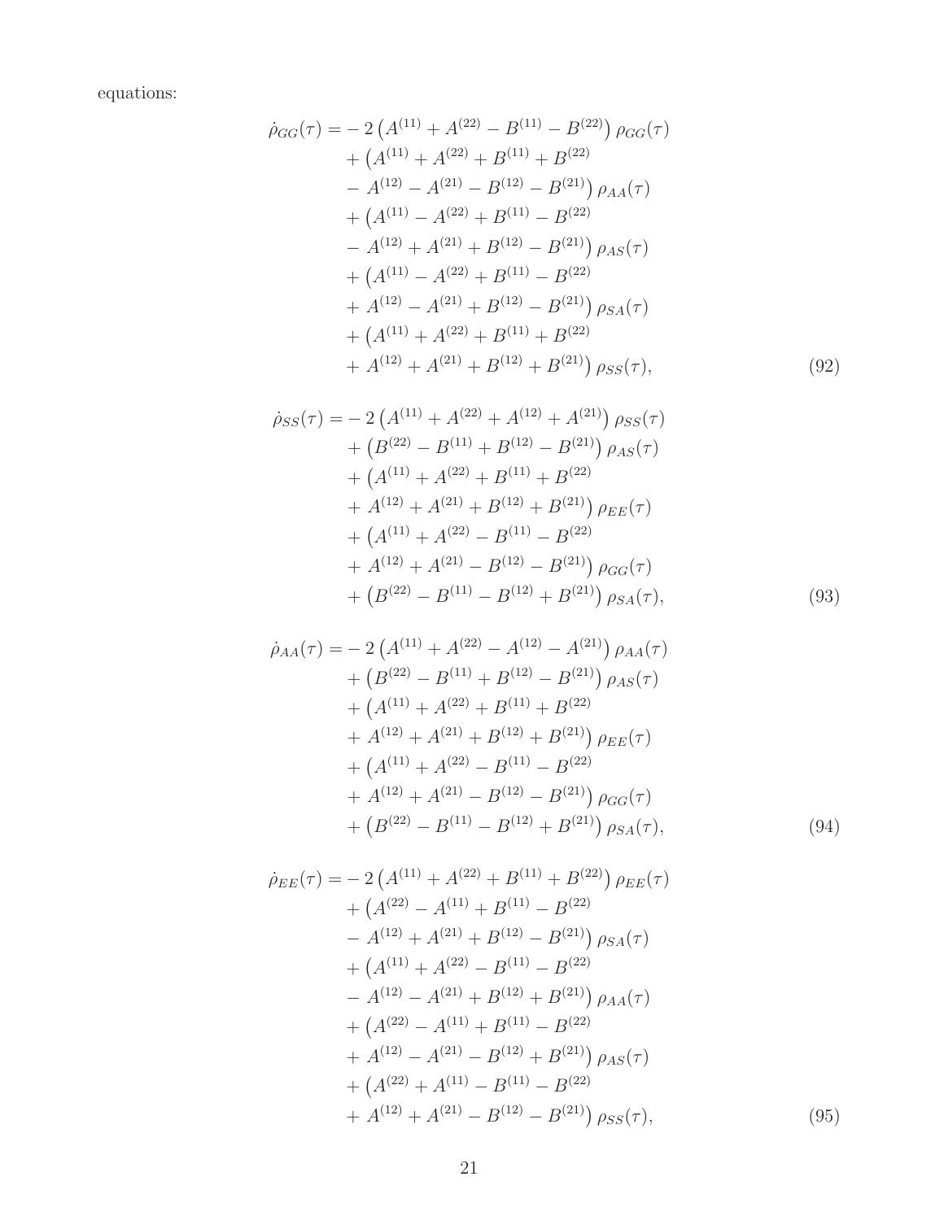equations:

$$
\begin{aligned}
\dot{\rho}_{GG}(\tau) =& -2\left(A^{(11)} + A^{(22)} - B^{(11)} - B^{(22)}\right)\rho_{GG}(\tau) \\
&+ \left(A^{(11)} + A^{(22)} + B^{(11)} + B^{(22)}\right. \\
&\left. - A^{(12)} - A^{(21)} - B^{(12)} - B^{(21)}\right)\rho_{AA}(\tau) \\
&+ \left(A^{(11)} - A^{(22)} + B^{(11)} - B^{(22)}\right. \\
&\left. - A^{(12)} + A^{(21)} + B^{(12)} - B^{(21)}\right)\rho_{AS}(\tau) \\
&+ \left(A^{(11)} - A^{(22)} + B^{(11)} - B^{(22)}\right. \\
&\left. + A^{(12)} - A^{(21)} + B^{(12)} - B^{(21)}\right)\rho_{SA}(\tau) \\
&+ \left(A^{(11)} + A^{(22)} + B^{(11)} + B^{(22)}\right. \\
&\left. + A^{(12)} + A^{(21)} + B^{(12)} + B^{(21)}\right)\rho_{SS}(\tau),
\end{aligned} \tag{92}
$$

$$
\begin{aligned}
\dot{\rho}_{SS}(\tau) =& -2\left(A^{(11)} + A^{(22)} + A^{(12)} + A^{(21)}\right)\rho_{SS}(\tau) \\
&+ \left(B^{(22)} - B^{(11)} + B^{(12)} - B^{(21)}\right)\rho_{AS}(\tau) \\
&+ \left(A^{(11)} + A^{(22)} + B^{(11)} + B^{(22)}\right. \\
&\left. + A^{(12)} + A^{(21)} + B^{(12)} + B^{(21)}\right)\rho_{EE}(\tau) \\
&+ \left(A^{(11)} + A^{(22)} - B^{(11)} - B^{(22)}\right. \\
&\left. + A^{(12)} + A^{(21)} - B^{(12)} - B^{(21)}\right)\rho_{GG}(\tau) \\
&+ \left(B^{(22)} - B^{(11)} - B^{(12)} + B^{(21)}\right)\rho_{SA}(\tau),
\end{aligned} \tag{93}
$$

$$
\begin{aligned}
\dot{\rho}_{AA}(\tau) =& -2\left(A^{(11)} + A^{(22)} - A^{(12)} - A^{(21)}\right)\rho_{AA}(\tau) \\
&+ \left(B^{(22)} - B^{(11)} + B^{(12)} - B^{(21)}\right)\rho_{AS}(\tau) \\
&+ \left(A^{(11)} + A^{(22)} + B^{(11)} + B^{(22)}\right. \\
&\left. + A^{(12)} + A^{(21)} + B^{(12)} + B^{(21)}\right)\rho_{EE}(\tau) \\
&+ \left(A^{(11)} + A^{(22)} - B^{(11)} - B^{(22)}\right. \\
&\left. + A^{(12)} + A^{(21)} - B^{(12)} - B^{(21)}\right)\rho_{GG}(\tau) \\
&+ \left(B^{(22)} - B^{(11)} - B^{(12)} + B^{(21)}\right)\rho_{SA}(\tau),
\end{aligned} \tag{94}
$$

$$
\begin{aligned}
\dot{\rho}_{EE}(\tau) =& -2\left(A^{(11)} + A^{(22)} + B^{(11)} + B^{(22)}\right)\rho_{EE}(\tau) \\
&+ \left(A^{(22)} - A^{(11)} + B^{(11)} - B^{(22)}\right. \\
&\left. - A^{(12)} + A^{(21)} + B^{(12)} - B^{(21)}\right)\rho_{SA}(\tau) \\
&+ \left(A^{(11)} + A^{(22)} - B^{(11)} - B^{(22)}\right. \\
&\left. - A^{(12)} - A^{(21)} + B^{(12)} + B^{(21)}\right)\rho_{AA}(\tau) \\
&+ \left(A^{(22)} - A^{(11)} + B^{(11)} - B^{(22)}\right. \\
&\left. + A^{(12)} - A^{(21)} - B^{(12)} + B^{(21)}\right)\rho_{AS}(\tau) \\
&+ \left(A^{(22)} + A^{(11)} - B^{(11)} - B^{(22)}\right. \\
&\left. + A^{(12)} + A^{(21)} - B^{(12)} - B^{(21)}\right)\rho_{SS}(\tau),
\end{aligned} \tag{95}
$$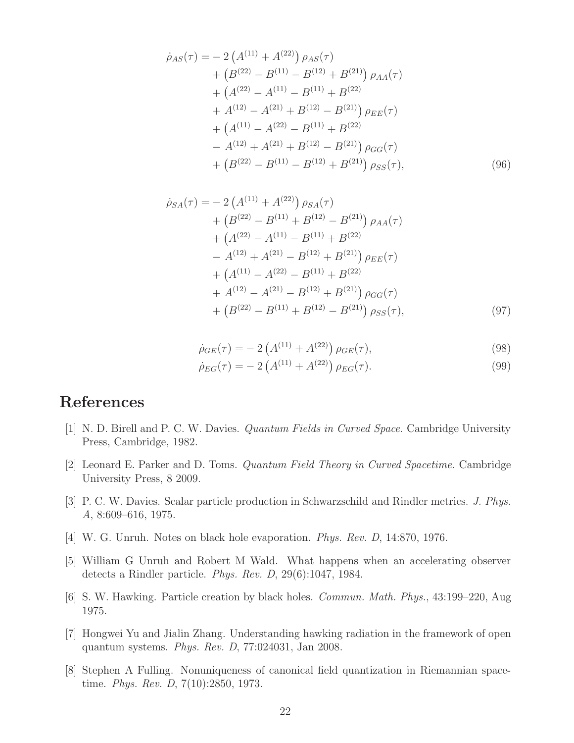$$
\begin{aligned}
\dot{\rho}_{AS}(\tau) = & -2\left(A^{(11)} + A^{(22)}\right)\rho_{AS}(\tau) \\
& + \left(B^{(22)} - B^{(11)} - B^{(12)} + B^{(21)}\right)\rho_{AA}(\tau) \\
& + \left(A^{(22)} - A^{(11)} - B^{(11)} + B^{(22)}\right. \\
& \left. + A^{(12)} - A^{(21)} + B^{(12)} - B^{(21)}\right)\rho_{EE}(\tau) \\
& + \left(A^{(11)} - A^{(22)} - B^{(11)} + B^{(22)}\right. \\
& \left. - A^{(12)} + A^{(21)} + B^{(12)} - B^{(21)}\right)\rho_{GG}(\tau) \\
& + \left(B^{(22)} - B^{(11)} - B^{(12)} + B^{(21)}\right)\rho_{SS}(\tau),
\end{aligned} \tag{96}
$$

$$
\begin{aligned}
\dot{\rho}_{SA}(\tau) = & -2\left(A^{(11)} + A^{(22)}\right)\rho_{SA}(\tau) \\
& + \left(B^{(22)} - B^{(11)} + B^{(12)} - B^{(21)}\right)\rho_{AA}(\tau) \\
& + \left(A^{(22)} - A^{(11)} - B^{(11)} + B^{(22)}\right. \\
& \left. - A^{(12)} + A^{(21)} - B^{(12)} + B^{(21)}\right)\rho_{EE}(\tau) \\
& + \left(A^{(11)} - A^{(22)} - B^{(11)} + B^{(22)}\right. \\
& \left. + A^{(12)} - A^{(21)} - B^{(12)} + B^{(21)}\right)\rho_{GG}(\tau) \\
& + \left(B^{(22)} - B^{(11)} + B^{(12)} - B^{(21)}\right)\rho_{SS}(\tau),
\end{aligned} \tag{97}
$$

$$
\dot{\rho}_{GE}(\tau) = -2\left(A^{(11)} + A^{(22)}\right)\rho_{GE}(\tau), \tag{98}
$$

$$
\dot{\rho}_{EG}(\tau) = -2\left(A^{(11)} + A^{(22)}\right)\rho_{EG}(\tau). \tag{99}
$$

# References

[1] N. D. Birell and P. C. W. Davies. *Quantum Fields in Curved Space*. Cambridge University Press, Cambridge, 1982.

[2] Leonard E. Parker and D. Toms. *Quantum Field Theory in Curved Spacetime*. Cambridge University Press, 8 2009.

[3] P. C. W. Davies. Scalar particle production in Schwarzschild and Rindler metrics. *J. Phys. A*, 8:609–616, 1975.

[4] W. G. Unruh. Notes on black hole evaporation. *Phys. Rev. D*, 14:870, 1976.

[5] William G Unruh and Robert M Wald. What happens when an accelerating observer detects a Rindler particle. *Phys. Rev. D*, 29(6):1047, 1984.

[6] S. W. Hawking. Particle creation by black holes. *Commun. Math. Phys.*, 43:199–220, Aug 1975.

[7] Hongwei Yu and Jialin Zhang. Understanding hawking radiation in the framework of open quantum systems. *Phys. Rev. D*, 77:024031, Jan 2008.

[8] Stephen A Fulling. Nonuniqueness of canonical field quantization in Riemannian spacetime. *Phys. Rev. D*, 7(10):2850, 1973.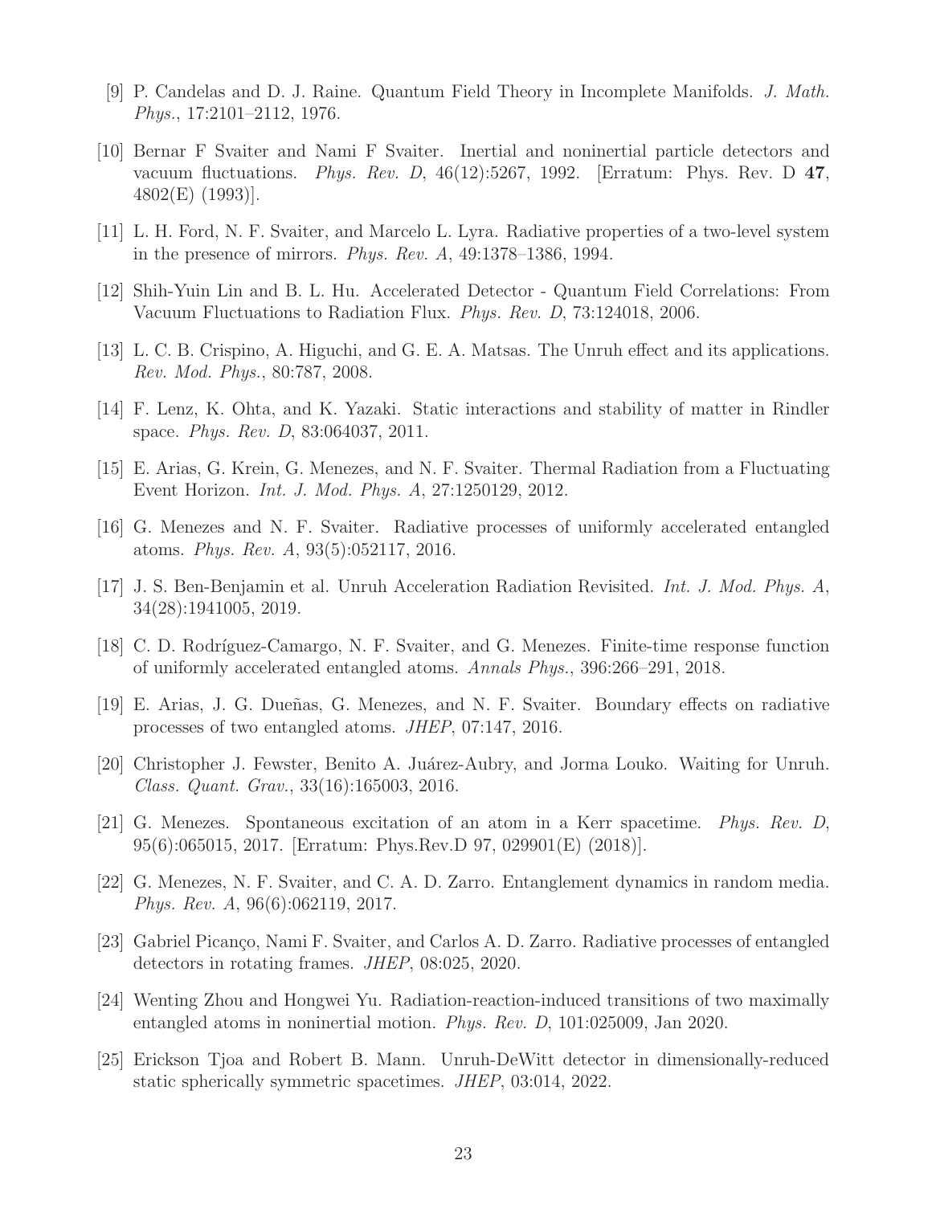[9] P. Candelas and D. J. Raine. Quantum Field Theory in Incomplete Manifolds. *J. Math. Phys.*, 17:2101–2112, 1976.

[10] Bernar F Svaiter and Nami F Svaiter. Inertial and noninertial particle detectors and vacuum fluctuations. *Phys. Rev. D*, 46(12):5267, 1992. [Erratum: Phys. Rev. D **47**, 4802(E) (1993)].

[11] L. H. Ford, N. F. Svaiter, and Marcelo L. Lyra. Radiative properties of a two-level system in the presence of mirrors. *Phys. Rev. A*, 49:1378–1386, 1994.

[12] Shih-Yuin Lin and B. L. Hu. Accelerated Detector - Quantum Field Correlations: From Vacuum Fluctuations to Radiation Flux. *Phys. Rev. D*, 73:124018, 2006.

[13] L. C. B. Crispino, A. Higuchi, and G. E. A. Matsas. The Unruh effect and its applications. *Rev. Mod. Phys.*, 80:787, 2008.

[14] F. Lenz, K. Ohta, and K. Yazaki. Static interactions and stability of matter in Rindler space. *Phys. Rev. D*, 83:064037, 2011.

[15] E. Arias, G. Krein, G. Menezes, and N. F. Svaiter. Thermal Radiation from a Fluctuating Event Horizon. *Int. J. Mod. Phys. A*, 27:1250129, 2012.

[16] G. Menezes and N. F. Svaiter. Radiative processes of uniformly accelerated entangled atoms. *Phys. Rev. A*, 93(5):052117, 2016.

[17] J. S. Ben-Benjamin et al. Unruh Acceleration Radiation Revisited. *Int. J. Mod. Phys. A*, 34(28):1941005, 2019.

[18] C. D. Rodríguez-Camargo, N. F. Svaiter, and G. Menezes. Finite-time response function of uniformly accelerated entangled atoms. *Annals Phys.*, 396:266–291, 2018.

[19] E. Arias, J. G. Dueñas, G. Menezes, and N. F. Svaiter. Boundary effects on radiative processes of two entangled atoms. *JHEP*, 07:147, 2016.

[20] Christopher J. Fewster, Benito A. Juárez-Aubry, and Jorma Louko. Waiting for Unruh. *Class. Quant. Grav.*, 33(16):165003, 2016.

[21] G. Menezes. Spontaneous excitation of an atom in a Kerr spacetime. *Phys. Rev. D*, 95(6):065015, 2017. [Erratum: Phys.Rev.D 97, 029901(E) (2018)].

[22] G. Menezes, N. F. Svaiter, and C. A. D. Zarro. Entanglement dynamics in random media. *Phys. Rev. A*, 96(6):062119, 2017.

[23] Gabriel Picanço, Nami F. Svaiter, and Carlos A. D. Zarro. Radiative processes of entangled detectors in rotating frames. *JHEP*, 08:025, 2020.

[24] Wenting Zhou and Hongwei Yu. Radiation-reaction-induced transitions of two maximally entangled atoms in noninertial motion. *Phys. Rev. D*, 101:025009, Jan 2020.

[25] Erickson Tjoa and Robert B. Mann. Unruh-DeWitt detector in dimensionally-reduced static spherically symmetric spacetimes. *JHEP*, 03:014, 2022.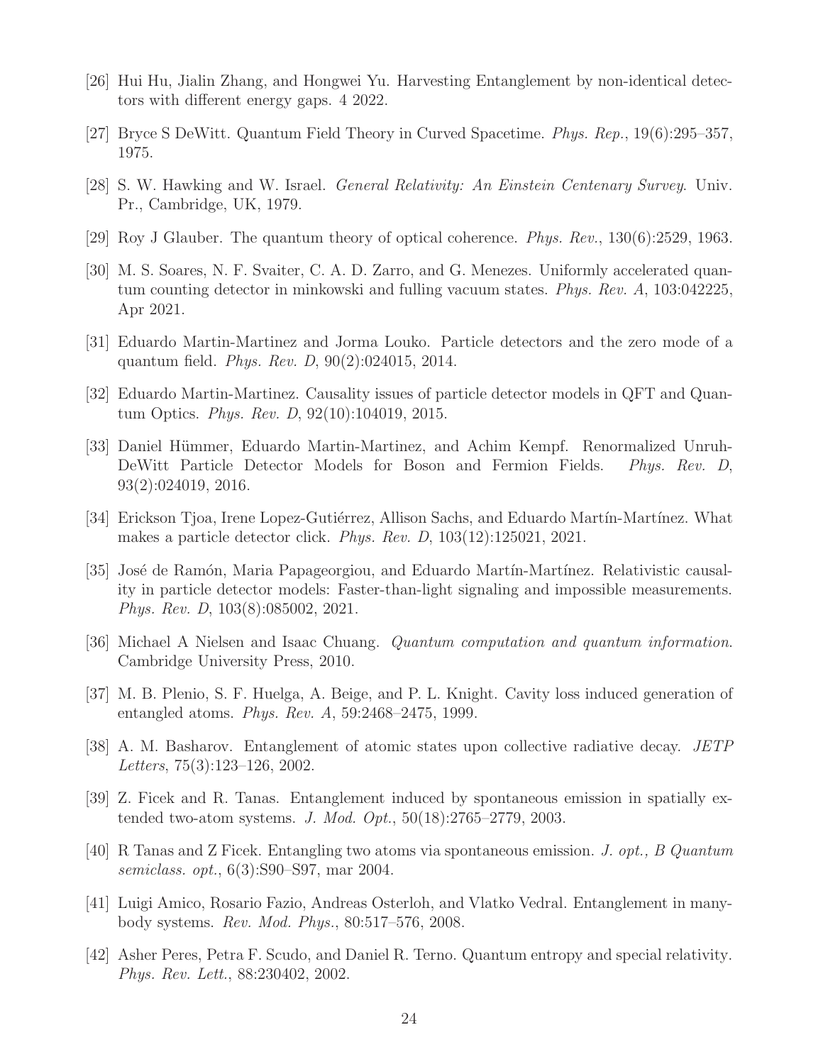[26] Hui Hu, Jialin Zhang, and Hongwei Yu. Harvesting Entanglement by non-identical detectors with different energy gaps. 4 2022.

[27] Bryce S DeWitt. Quantum Field Theory in Curved Spacetime. *Phys. Rep.*, 19(6):295–357, 1975.

[28] S. W. Hawking and W. Israel. *General Relativity: An Einstein Centenary Survey*. Univ. Pr., Cambridge, UK, 1979.

[29] Roy J Glauber. The quantum theory of optical coherence. *Phys. Rev.*, 130(6):2529, 1963.

[30] M. S. Soares, N. F. Svaiter, C. A. D. Zarro, and G. Menezes. Uniformly accelerated quantum counting detector in minkowski and fulling vacuum states. *Phys. Rev. A*, 103:042225, Apr 2021.

[31] Eduardo Martin-Martinez and Jorma Louko. Particle detectors and the zero mode of a quantum field. *Phys. Rev. D*, 90(2):024015, 2014.

[32] Eduardo Martin-Martinez. Causality issues of particle detector models in QFT and Quantum Optics. *Phys. Rev. D*, 92(10):104019, 2015.

[33] Daniel Hümmer, Eduardo Martin-Martinez, and Achim Kempf. Renormalized Unruh-DeWitt Particle Detector Models for Boson and Fermion Fields. *Phys. Rev. D*, 93(2):024019, 2016.

[34] Erickson Tjoa, Irene Lopez-Gutiérrez, Allison Sachs, and Eduardo Martín-Martínez. What makes a particle detector click. *Phys. Rev. D*, 103(12):125021, 2021.

[35] José de Ramón, Maria Papageorgiou, and Eduardo Martín-Martínez. Relativistic causality in particle detector models: Faster-than-light signaling and impossible measurements. *Phys. Rev. D*, 103(8):085002, 2021.

[36] Michael A Nielsen and Isaac Chuang. *Quantum computation and quantum information*. Cambridge University Press, 2010.

[37] M. B. Plenio, S. F. Huelga, A. Beige, and P. L. Knight. Cavity loss induced generation of entangled atoms. *Phys. Rev. A*, 59:2468–2475, 1999.

[38] A. M. Basharov. Entanglement of atomic states upon collective radiative decay. *JETP Letters*, 75(3):123–126, 2002.

[39] Z. Ficek and R. Tanas. Entanglement induced by spontaneous emission in spatially extended two-atom systems. *J. Mod. Opt.*, 50(18):2765–2779, 2003.

[40] R Tanas and Z Ficek. Entangling two atoms via spontaneous emission. *J. opt., B Quantum semiclass. opt.*, 6(3):S90–S97, mar 2004.

[41] Luigi Amico, Rosario Fazio, Andreas Osterloh, and Vlatko Vedral. Entanglement in many-body systems. *Rev. Mod. Phys.*, 80:517–576, 2008.

[42] Asher Peres, Petra F. Scudo, and Daniel R. Terno. Quantum entropy and special relativity. *Phys. Rev. Lett.*, 88:230402, 2002.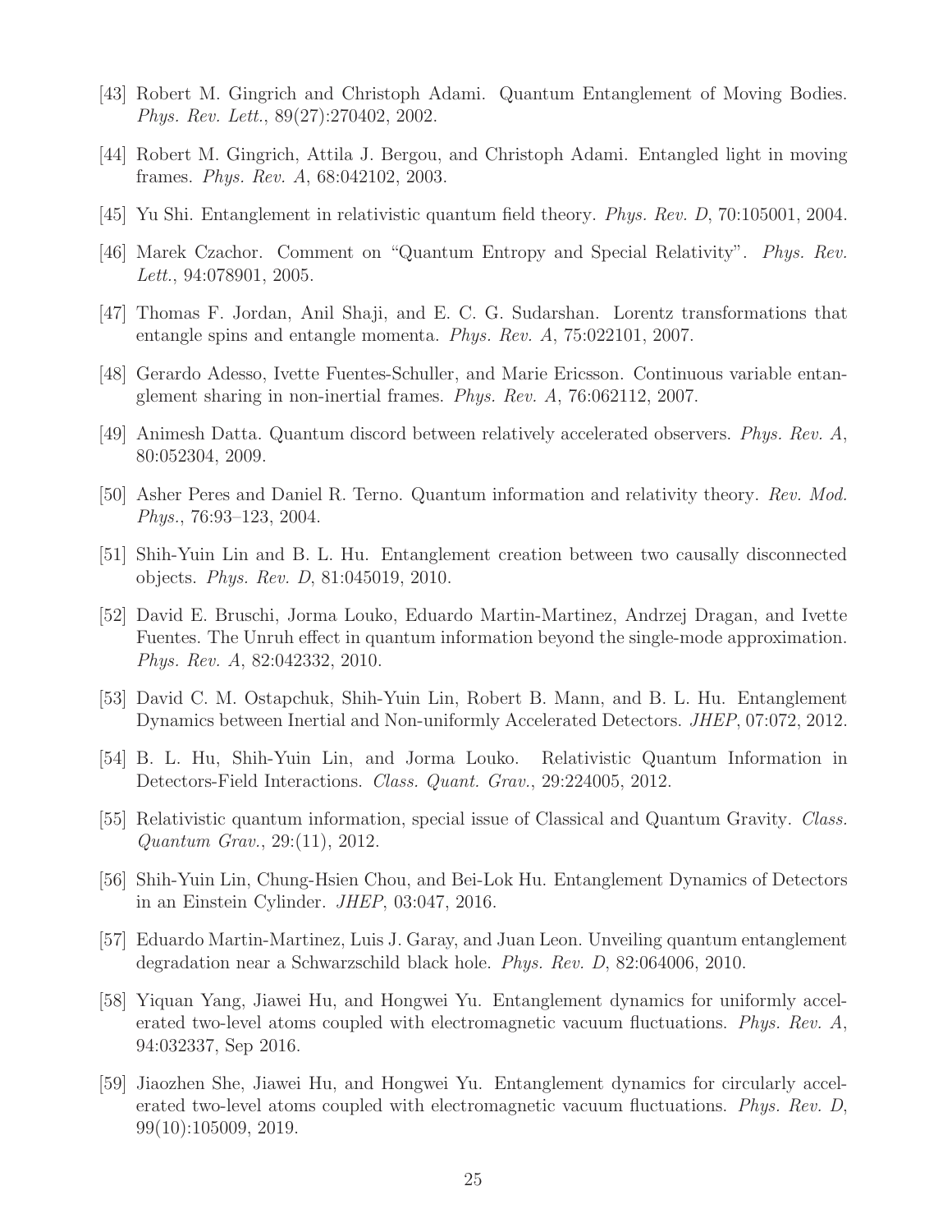[43] Robert M. Gingrich and Christoph Adami. Quantum Entanglement of Moving Bodies. *Phys. Rev. Lett.*, 89(27):270402, 2002.

[44] Robert M. Gingrich, Attila J. Bergou, and Christoph Adami. Entangled light in moving frames. *Phys. Rev. A*, 68:042102, 2003.

[45] Yu Shi. Entanglement in relativistic quantum field theory. *Phys. Rev. D*, 70:105001, 2004.

[46] Marek Czachor. Comment on "Quantum Entropy and Special Relativity". *Phys. Rev. Lett.*, 94:078901, 2005.

[47] Thomas F. Jordan, Anil Shaji, and E. C. G. Sudarshan. Lorentz transformations that entangle spins and entangle momenta. *Phys. Rev. A*, 75:022101, 2007.

[48] Gerardo Adesso, Ivette Fuentes-Schuller, and Marie Ericsson. Continuous variable entanglement sharing in non-inertial frames. *Phys. Rev. A*, 76:062112, 2007.

[49] Animesh Datta. Quantum discord between relatively accelerated observers. *Phys. Rev. A*, 80:052304, 2009.

[50] Asher Peres and Daniel R. Terno. Quantum information and relativity theory. *Rev. Mod. Phys.*, 76:93–123, 2004.

[51] Shih-Yuin Lin and B. L. Hu. Entanglement creation between two causally disconnected objects. *Phys. Rev. D*, 81:045019, 2010.

[52] David E. Bruschi, Jorma Louko, Eduardo Martin-Martinez, Andrzej Dragan, and Ivette Fuentes. The Unruh effect in quantum information beyond the single-mode approximation. *Phys. Rev. A*, 82:042332, 2010.

[53] David C. M. Ostapchuk, Shih-Yuin Lin, Robert B. Mann, and B. L. Hu. Entanglement Dynamics between Inertial and Non-uniformly Accelerated Detectors. *JHEP*, 07:072, 2012.

[54] B. L. Hu, Shih-Yuin Lin, and Jorma Louko. Relativistic Quantum Information in Detectors-Field Interactions. *Class. Quant. Grav.*, 29:224005, 2012.

[55] Relativistic quantum information, special issue of Classical and Quantum Gravity. *Class. Quantum Grav.*, 29:(11), 2012.

[56] Shih-Yuin Lin, Chung-Hsien Chou, and Bei-Lok Hu. Entanglement Dynamics of Detectors in an Einstein Cylinder. *JHEP*, 03:047, 2016.

[57] Eduardo Martin-Martinez, Luis J. Garay, and Juan Leon. Unveiling quantum entanglement degradation near a Schwarzschild black hole. *Phys. Rev. D*, 82:064006, 2010.

[58] Yiquan Yang, Jiawei Hu, and Hongwei Yu. Entanglement dynamics for uniformly accelerated two-level atoms coupled with electromagnetic vacuum fluctuations. *Phys. Rev. A*, 94:032337, Sep 2016.

[59] Jiaozhen She, Jiawei Hu, and Hongwei Yu. Entanglement dynamics for circularly accelerated two-level atoms coupled with electromagnetic vacuum fluctuations. *Phys. Rev. D*, 99(10):105009, 2019.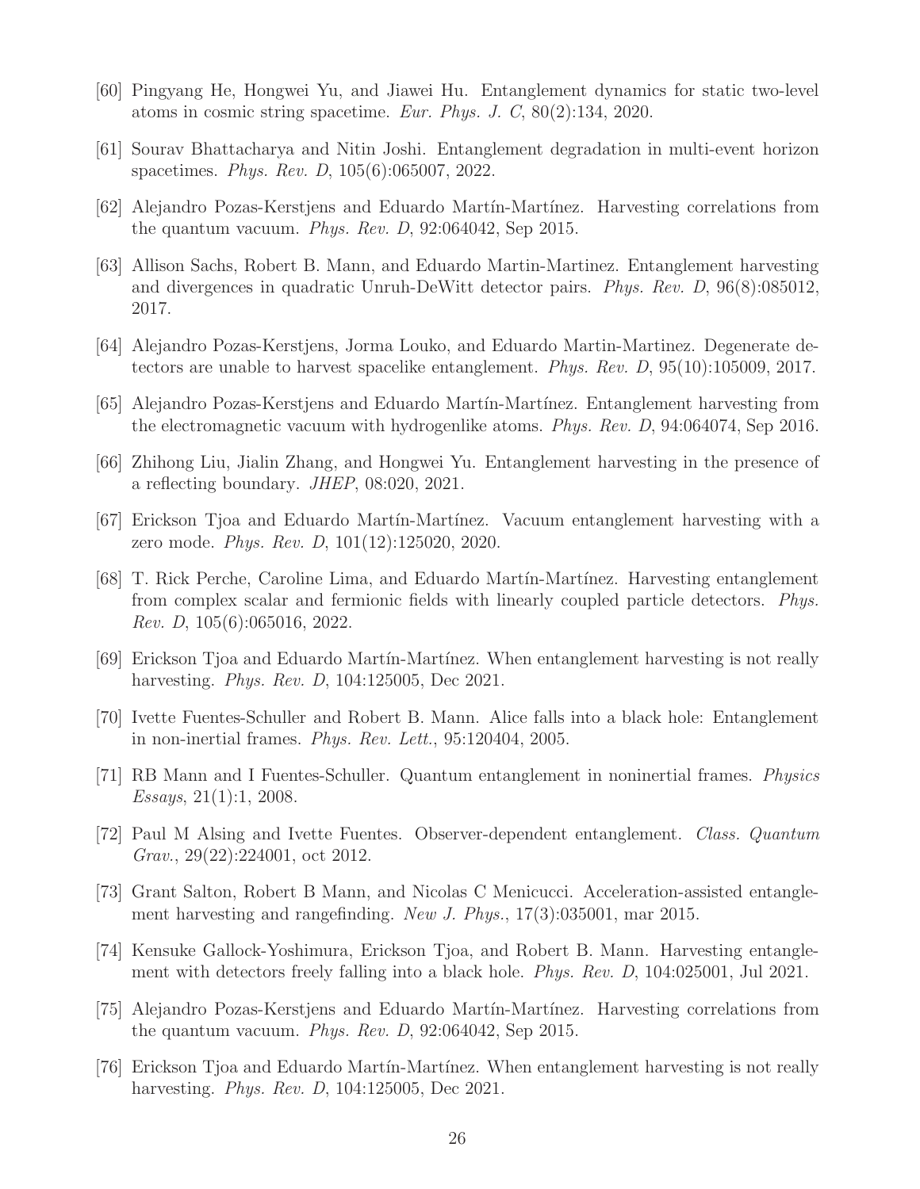[60] Pingyang He, Hongwei Yu, and Jiawei Hu. Entanglement dynamics for static two-level atoms in cosmic string spacetime. *Eur. Phys. J. C*, 80(2):134, 2020.

[61] Sourav Bhattacharya and Nitin Joshi. Entanglement degradation in multi-event horizon spacetimes. *Phys. Rev. D*, 105(6):065007, 2022.

[62] Alejandro Pozas-Kerstjens and Eduardo Martín-Martínez. Harvesting correlations from the quantum vacuum. *Phys. Rev. D*, 92:064042, Sep 2015.

[63] Allison Sachs, Robert B. Mann, and Eduardo Martin-Martinez. Entanglement harvesting and divergences in quadratic Unruh-DeWitt detector pairs. *Phys. Rev. D*, 96(8):085012, 2017.

[64] Alejandro Pozas-Kerstjens, Jorma Louko, and Eduardo Martin-Martinez. Degenerate detectors are unable to harvest spacelike entanglement. *Phys. Rev. D*, 95(10):105009, 2017.

[65] Alejandro Pozas-Kerstjens and Eduardo Martín-Martínez. Entanglement harvesting from the electromagnetic vacuum with hydrogenlike atoms. *Phys. Rev. D*, 94:064074, Sep 2016.

[66] Zhihong Liu, Jialin Zhang, and Hongwei Yu. Entanglement harvesting in the presence of a reflecting boundary. *JHEP*, 08:020, 2021.

[67] Erickson Tjoa and Eduardo Martín-Martínez. Vacuum entanglement harvesting with a zero mode. *Phys. Rev. D*, 101(12):125020, 2020.

[68] T. Rick Perche, Caroline Lima, and Eduardo Martín-Martínez. Harvesting entanglement from complex scalar and fermionic fields with linearly coupled particle detectors. *Phys. Rev. D*, 105(6):065016, 2022.

[69] Erickson Tjoa and Eduardo Martín-Martínez. When entanglement harvesting is not really harvesting. *Phys. Rev. D*, 104:125005, Dec 2021.

[70] Ivette Fuentes-Schuller and Robert B. Mann. Alice falls into a black hole: Entanglement in non-inertial frames. *Phys. Rev. Lett.*, 95:120404, 2005.

[71] RB Mann and I Fuentes-Schuller. Quantum entanglement in noninertial frames. *Physics Essays*, 21(1):1, 2008.

[72] Paul M Alsing and Ivette Fuentes. Observer-dependent entanglement. *Class. Quantum Grav.*, 29(22):224001, oct 2012.

[73] Grant Salton, Robert B Mann, and Nicolas C Menicucci. Acceleration-assisted entanglement harvesting and rangefinding. *New J. Phys.*, 17(3):035001, mar 2015.

[74] Kensuke Gallock-Yoshimura, Erickson Tjoa, and Robert B. Mann. Harvesting entanglement with detectors freely falling into a black hole. *Phys. Rev. D*, 104:025001, Jul 2021.

[75] Alejandro Pozas-Kerstjens and Eduardo Martín-Martínez. Harvesting correlations from the quantum vacuum. *Phys. Rev. D*, 92:064042, Sep 2015.

[76] Erickson Tjoa and Eduardo Martín-Martínez. When entanglement harvesting is not really harvesting. *Phys. Rev. D*, 104:125005, Dec 2021.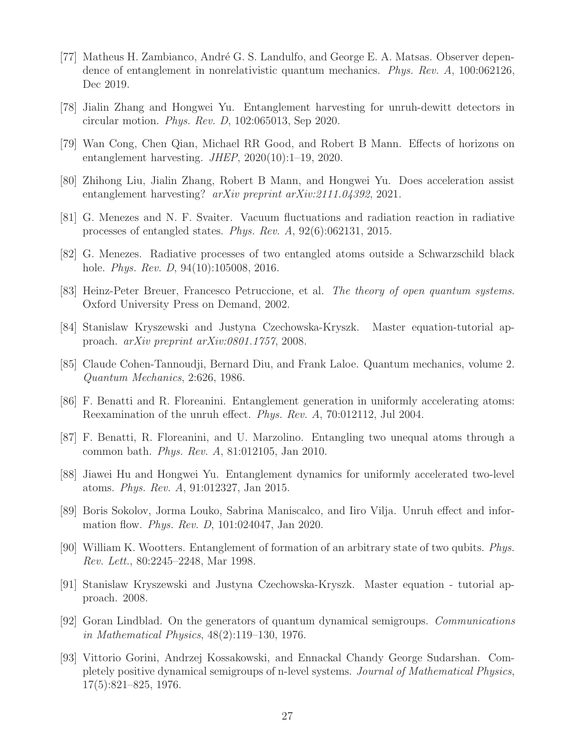[77] Matheus H. Zambianco, André G. S. Landulfo, and George E. A. Matsas. Observer dependence of entanglement in nonrelativistic quantum mechanics. *Phys. Rev. A*, 100:062126, Dec 2019.

[78] Jialin Zhang and Hongwei Yu. Entanglement harvesting for unruh-dewitt detectors in circular motion. *Phys. Rev. D*, 102:065013, Sep 2020.

[79] Wan Cong, Chen Qian, Michael RR Good, and Robert B Mann. Effects of horizons on entanglement harvesting. *JHEP*, 2020(10):1–19, 2020.

[80] Zhihong Liu, Jialin Zhang, Robert B Mann, and Hongwei Yu. Does acceleration assist entanglement harvesting? *arXiv preprint arXiv:2111.04392*, 2021.

[81] G. Menezes and N. F. Svaiter. Vacuum fluctuations and radiation reaction in radiative processes of entangled states. *Phys. Rev. A*, 92(6):062131, 2015.

[82] G. Menezes. Radiative processes of two entangled atoms outside a Schwarzschild black hole. *Phys. Rev. D*, 94(10):105008, 2016.

[83] Heinz-Peter Breuer, Francesco Petruccione, et al. *The theory of open quantum systems*. Oxford University Press on Demand, 2002.

[84] Stanislaw Kryszewski and Justyna Czechowska-Kryszk. Master equation-tutorial approach. *arXiv preprint arXiv:0801.1757*, 2008.

[85] Claude Cohen-Tannoudji, Bernard Diu, and Frank Laloe. Quantum mechanics, volume 2. *Quantum Mechanics*, 2:626, 1986.

[86] F. Benatti and R. Floreanini. Entanglement generation in uniformly accelerating atoms: Reexamination of the unruh effect. *Phys. Rev. A*, 70:012112, Jul 2004.

[87] F. Benatti, R. Floreanini, and U. Marzolino. Entangling two unequal atoms through a common bath. *Phys. Rev. A*, 81:012105, Jan 2010.

[88] Jiawei Hu and Hongwei Yu. Entanglement dynamics for uniformly accelerated two-level atoms. *Phys. Rev. A*, 91:012327, Jan 2015.

[89] Boris Sokolov, Jorma Louko, Sabrina Maniscalco, and Iiro Vilja. Unruh effect and information flow. *Phys. Rev. D*, 101:024047, Jan 2020.

[90] William K. Wootters. Entanglement of formation of an arbitrary state of two qubits. *Phys. Rev. Lett.*, 80:2245–2248, Mar 1998.

[91] Stanislaw Kryszewski and Justyna Czechowska-Kryszk. Master equation - tutorial approach. 2008.

[92] Goran Lindblad. On the generators of quantum dynamical semigroups. *Communications in Mathematical Physics*, 48(2):119–130, 1976.

[93] Vittorio Gorini, Andrzej Kossakowski, and Ennackal Chandy George Sudarshan. Completely positive dynamical semigroups of n-level systems. *Journal of Mathematical Physics*, 17(5):821–825, 1976.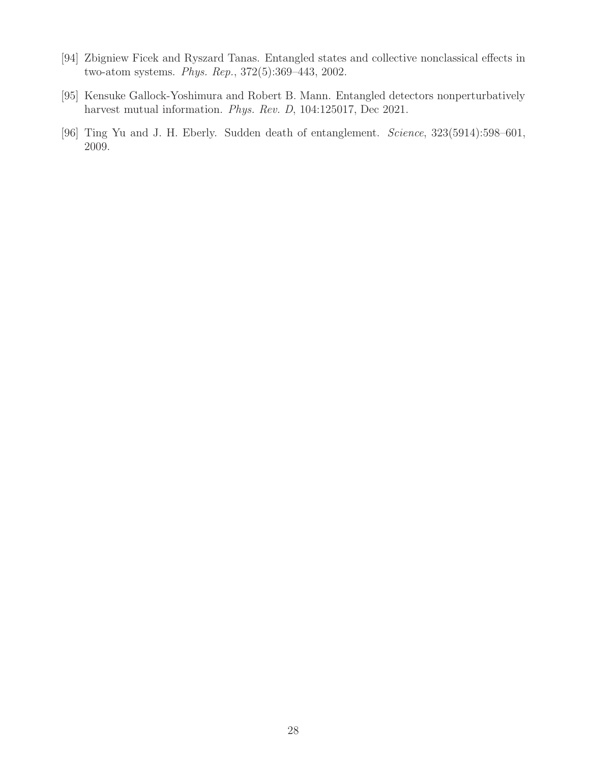[94] Zbigniew Ficek and Ryszard Tanas. Entangled states and collective nonclassical effects in two-atom systems. *Phys. Rep.*, 372(5):369–443, 2002.

[95] Kensuke Gallock-Yoshimura and Robert B. Mann. Entangled detectors nonperturbatively harvest mutual information. *Phys. Rev. D*, 104:125017, Dec 2021.

[96] Ting Yu and J. H. Eberly. Sudden death of entanglement. *Science*, 323(5914):598–601, 2009.